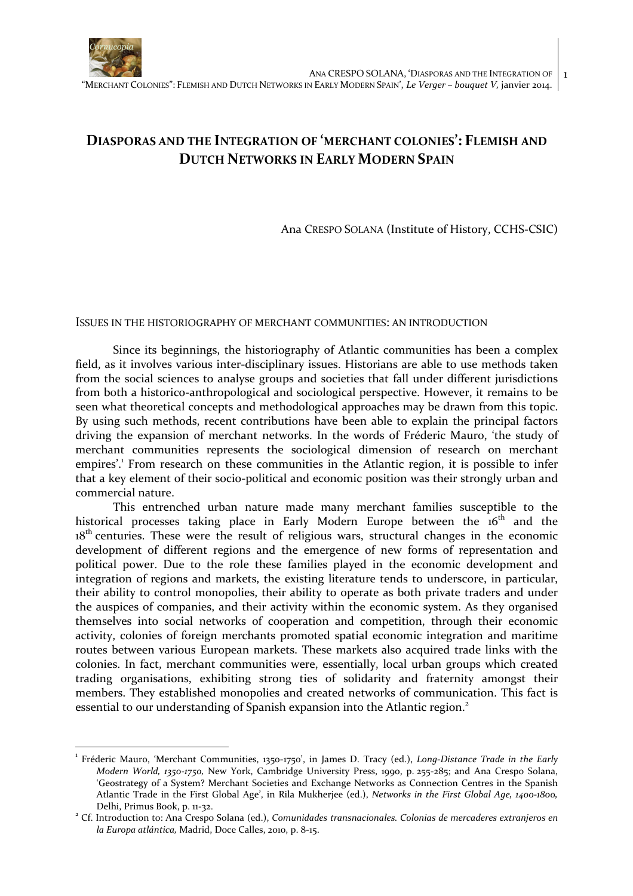# DIASPORAS AND THE INTEGRATION OF 'MERCHANT COLONIES': FLEMISH AND DUTCH NETWORKS IN EARLY MODERN SPAIN

Ana CRESPO SOLANA (Institute of History, CCHS-CSIC)

## ISSUES IN THE HISTORIOGRAPHY OF MERCHANT COMMUNITIES: AN INTRODUCTION

Since its beginnings, the historiography of Atlantic communities has been a complex field, as it involves various inter-disciplinary issues. Historians are able to use methods taken from the social sciences to analyse groups and societies that fall under different jurisdictions from both a historico-anthropological and sociological perspective. However, it remains to be seen what theoretical concepts and methodological approaches may be drawn from this topic. By using such methods, recent contributions have been able to explain the principal factors driving the expansion of merchant networks. In the words of Fréderic Mauro, 'the study of merchant communities represents the sociological dimension of research on merchant empires'.[1] From research on these communities in the Atlantic region, it is possible to infer that a key element of their socio-political and economic position was their strongly urban and commercial nature.

This entrenched urban nature made many merchant families susceptible to the historical processes taking place in Early Modern Europe between the 16th and the 18th centuries. These were the result of religious wars, structural changes in the economic development of different regions and the emergence of new forms of representation and political power. Due to the role these families played in the economic development and integration of regions and markets, the existing literature tends to underscore, in particular, their ability to control monopolies, their ability to operate as both private traders and under the auspices of companies, and their activity within the economic system. As they organised themselves into social networks of cooperation and competition, through their economic activity, colonies of foreign merchants promoted spatial economic integration and maritime routes between various European markets. These markets also acquired trade links with the colonies. In fact, merchant communities were, essentially, local urban groups which created trading organisations, exhibiting strong ties of solidarity and fraternity amongst their members. They established monopolies and created networks of communication. This fact is essential to our understanding of Spanish expansion into the Atlantic region.[2]

---

[1] Fréderic Mauro, 'Merchant Communities, 1350-1750', in James D. Tracy (ed.), *Long-Distance Trade in the Early Modern World, 1350-1750,* New York, Cambridge University Press, 1990, p. 255-285; and Ana Crespo Solana, 'Geostrategy of a System? Merchant Societies and Exchange Networks as Connection Centres in the Spanish Atlantic Trade in the First Global Age', in Rila Mukherjee (ed.), *Networks in the First Global Age, 1400-1800,* Delhi, Primus Book, p. 11-32.

[2] Cf. Introduction to: Ana Crespo Solana (ed.), *Comunidades transnacionales. Colonias de mercaderes extranjeros en la Europa atlántica,* Madrid, Doce Calles, 2010, p. 8-15.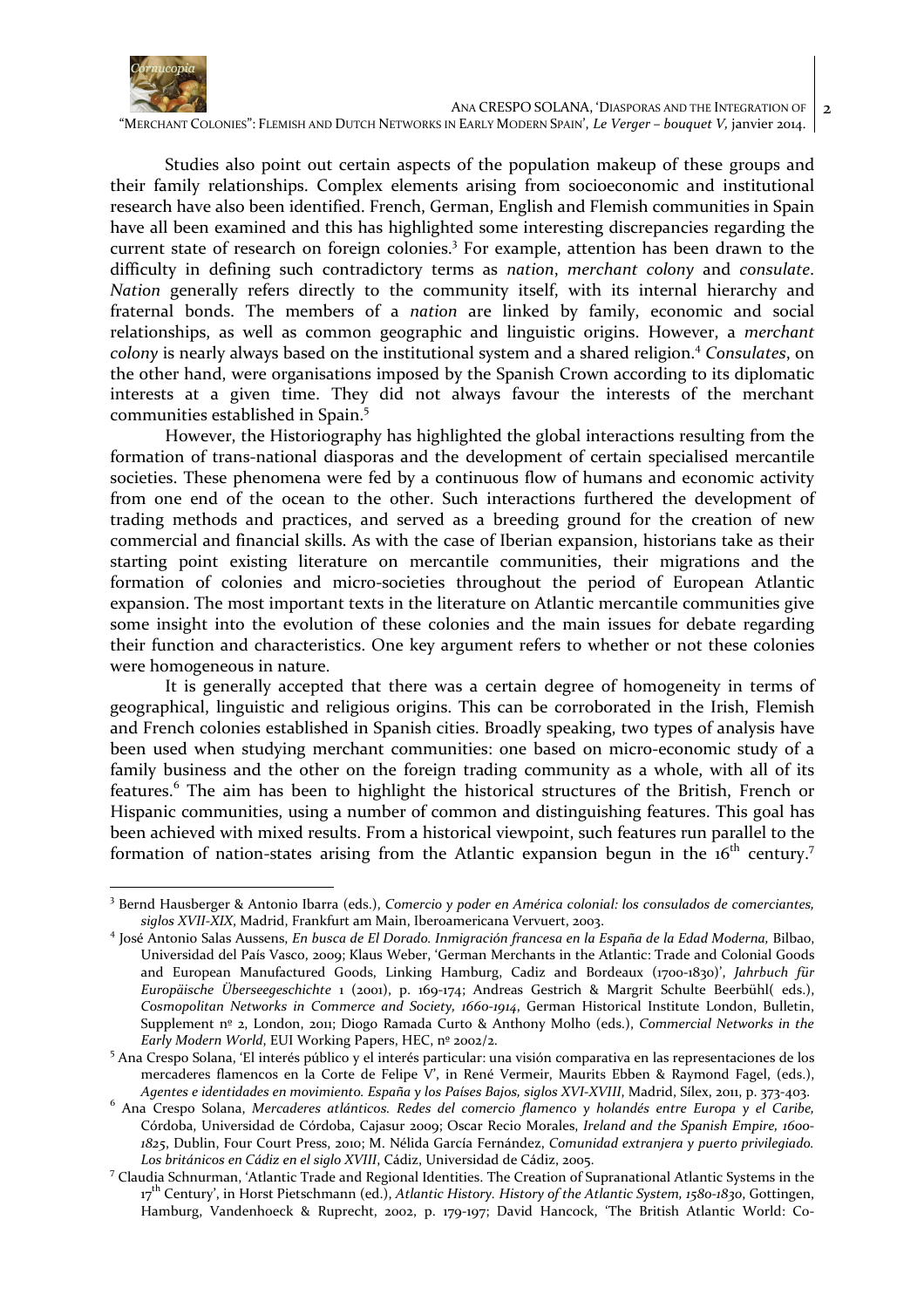Studies also point out certain aspects of the population makeup of these groups and their family relationships. Complex elements arising from socioeconomic and institutional research have also been identified. French, German, English and Flemish communities in Spain have all been examined and this has highlighted some interesting discrepancies regarding the current state of research on foreign colonies.[3] For example, attention has been drawn to the difficulty in defining such contradictory terms as *nation*, *merchant colony* and *consulate*. *Nation* generally refers directly to the community itself, with its internal hierarchy and fraternal bonds. The members of a *nation* are linked by family, economic and social relationships, as well as common geographic and linguistic origins. However, a *merchant colony* is nearly always based on the institutional system and a shared religion.[4] *Consulates*, on the other hand, were organisations imposed by the Spanish Crown according to its diplomatic interests at a given time. They did not always favour the interests of the merchant communities established in Spain.[5]

However, the Historiography has highlighted the global interactions resulting from the formation of trans-national diasporas and the development of certain specialised mercantile societies. These phenomena were fed by a continuous flow of humans and economic activity from one end of the ocean to the other. Such interactions furthered the development of trading methods and practices, and served as a breeding ground for the creation of new commercial and financial skills. As with the case of Iberian expansion, historians take as their starting point existing literature on mercantile communities, their migrations and the formation of colonies and micro-societies throughout the period of European Atlantic expansion. The most important texts in the literature on Atlantic mercantile communities give some insight into the evolution of these colonies and the main issues for debate regarding their function and characteristics. One key argument refers to whether or not these colonies were homogeneous in nature.

It is generally accepted that there was a certain degree of homogeneity in terms of geographical, linguistic and religious origins. This can be corroborated in the Irish, Flemish and French colonies established in Spanish cities. Broadly speaking, two types of analysis have been used when studying merchant communities: one based on micro-economic study of a family business and the other on the foreign trading community as a whole, with all of its features.[6] The aim has been to highlight the historical structures of the British, French or Hispanic communities, using a number of common and distinguishing features. This goal has been achieved with mixed results. From a historical viewpoint, such features run parallel to the formation of nation-states arising from the Atlantic expansion begun in the 16th century.[7]

---

[3] Bernd Hausberger & Antonio Ibarra (eds.), *Comercio y poder en América colonial: los consulados de comerciantes, siglos XVII-XIX*, Madrid, Frankfurt am Main, Iberoamericana Vervuert, 2003.

[4] José Antonio Salas Aussens, *En busca de El Dorado. Inmigración francesa en la España de la Edad Moderna,* Bilbao, Universidad del País Vasco, 2009; Klaus Weber, 'German Merchants in the Atlantic: Trade and Colonial Goods and European Manufactured Goods, Linking Hamburg, Cadiz and Bordeaux (1700-1830)', *Jahrbuch für Europäische Überseegeschichte* 1 (2001), p. 169-174; Andreas Gestrich & Margrit Schulte Beerbühl( eds.), *Cosmopolitan Networks in Commerce and Society, 1660-1914*, German Historical Institute London, Bulletin, Supplement nº 2, London, 2011; Diogo Ramada Curto & Anthony Molho (eds.), *Commercial Networks in the Early Modern World*, EUI Working Papers, HEC, nº 2002/2.

[5] Ana Crespo Solana, 'El interés público y el interés particular: una visión comparativa en las representaciones de los mercaderes flamencos en la Corte de Felipe V', in René Vermeir, Maurits Ebben & Raymond Fagel, (eds.), *Agentes e identidades en movimiento. España y los Países Bajos, siglos XVI-XVIII*, Madrid, Sílex, 2011, p. 373-403.

[6] Ana Crespo Solana, *Mercaderes atlánticos. Redes del comercio flamenco y holandés entre Europa y el Caribe,* Córdoba, Universidad de Córdoba, Cajasur 2009; Oscar Recio Morales, *Ireland and the Spanish Empire, 1600-1825*, Dublin, Four Court Press, 2010; M. Nélida García Fernández, *Comunidad extranjera y puerto privilegiado. Los británicos en Cádiz en el siglo XVIII*, Cádiz, Universidad de Cádiz, 2005.

[7] Claudia Schnurman, 'Atlantic Trade and Regional Identities. The Creation of Supranational Atlantic Systems in the 17th Century', in Horst Pietschmann (ed.), *Atlantic History. History of the Atlantic System, 1580-1830*, Gottingen, Hamburg, Vandenhoeck & Ruprecht, 2002, p. 179-197; David Hancock, 'The British Atlantic World: Co-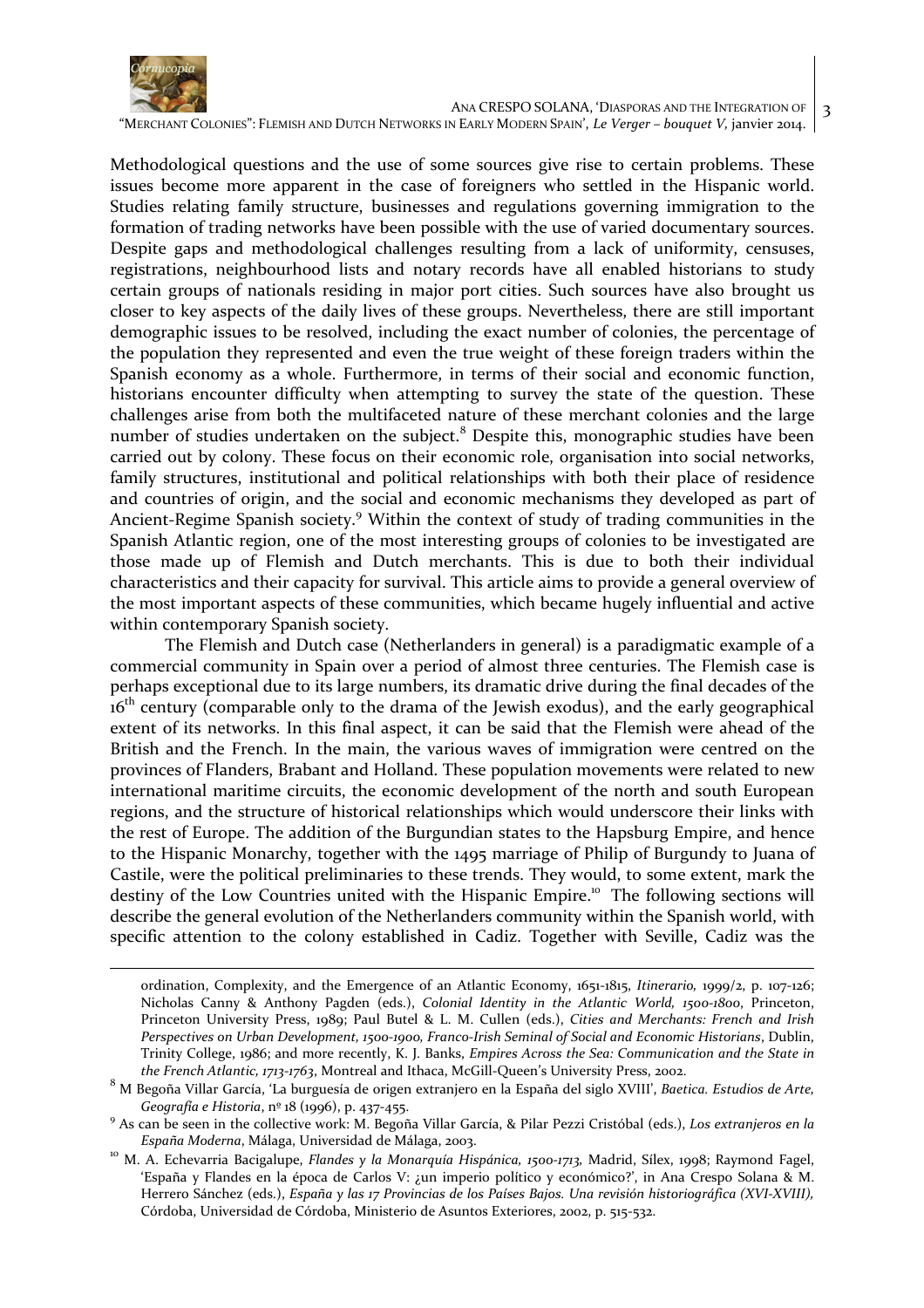Methodological questions and the use of some sources give rise to certain problems. These issues become more apparent in the case of foreigners who settled in the Hispanic world. Studies relating family structure, businesses and regulations governing immigration to the formation of trading networks have been possible with the use of varied documentary sources. Despite gaps and methodological challenges resulting from a lack of uniformity, censuses, registrations, neighbourhood lists and notary records have all enabled historians to study certain groups of nationals residing in major port cities. Such sources have also brought us closer to key aspects of the daily lives of these groups. Nevertheless, there are still important demographic issues to be resolved, including the exact number of colonies, the percentage of the population they represented and even the true weight of these foreign traders within the Spanish economy as a whole. Furthermore, in terms of their social and economic function, historians encounter difficulty when attempting to survey the state of the question. These challenges arise from both the multifaceted nature of these merchant colonies and the large number of studies undertaken on the subject.[8] Despite this, monographic studies have been carried out by colony. These focus on their economic role, organisation into social networks, family structures, institutional and political relationships with both their place of residence and countries of origin, and the social and economic mechanisms they developed as part of Ancient-Regime Spanish society.[9] Within the context of study of trading communities in the Spanish Atlantic region, one of the most interesting groups of colonies to be investigated are those made up of Flemish and Dutch merchants. This is due to both their individual characteristics and their capacity for survival. This article aims to provide a general overview of the most important aspects of these communities, which became hugely influential and active within contemporary Spanish society.

The Flemish and Dutch case (Netherlanders in general) is a paradigmatic example of a commercial community in Spain over a period of almost three centuries. The Flemish case is perhaps exceptional due to its large numbers, its dramatic drive during the final decades of the 16th century (comparable only to the drama of the Jewish exodus), and the early geographical extent of its networks. In this final aspect, it can be said that the Flemish were ahead of the British and the French. In the main, the various waves of immigration were centred on the provinces of Flanders, Brabant and Holland. These population movements were related to new international maritime circuits, the economic development of the north and south European regions, and the structure of historical relationships which would underscore their links with the rest of Europe. The addition of the Burgundian states to the Hapsburg Empire, and hence to the Hispanic Monarchy, together with the 1495 marriage of Philip of Burgundy to Juana of Castile, were the political preliminaries to these trends. They would, to some extent, mark the destiny of the Low Countries united with the Hispanic Empire.[10] The following sections will describe the general evolution of the Netherlanders community within the Spanish world, with specific attention to the colony established in Cadiz. Together with Seville, Cadiz was the

---

ordination, Complexity, and the Emergence of an Atlantic Economy, 1651-1815, *Itinerario*, 1999/2, p. 107-126; Nicholas Canny & Anthony Pagden (eds.), *Colonial Identity in the Atlantic World, 1500-1800*, Princeton, Princeton University Press, 1989; Paul Butel & L. M. Cullen (eds.), *Cities and Merchants: French and Irish Perspectives on Urban Development, 1500-1900, Franco-Irish Seminal of Social and Economic Historians*, Dublin, Trinity College, 1986; and more recently, K. J. Banks, *Empires Across the Sea: Communication and the State in the French Atlantic, 1713-1763*, Montreal and Ithaca, McGill-Queen's University Press, 2002.

[8] M Begoña Villar García, 'La burguesía de origen extranjero en la España del siglo XVIII', *Baetica. Estudios de Arte, Geografía e Historia*, nº 18 (1996), p. 437-455.

[9] As can be seen in the collective work: M. Begoña Villar García, & Pilar Pezzi Cristóbal (eds.), *Los extranjeros en la España Moderna*, Málaga, Universidad de Málaga, 2003.

[10] M. A. Echevarria Bacigalupe, *Flandes y la Monarquía Hispánica, 1500-1713*, Madrid, Sílex, 1998; Raymond Fagel, 'España y Flandes en la época de Carlos V: ¿un imperio político y económico?', in Ana Crespo Solana & M. Herrero Sánchez (eds.), *España y las 17 Provincias de los Países Bajos. Una revisión historiográfica (XVI-XVIII)*, Córdoba, Universidad de Córdoba, Ministerio de Asuntos Exteriores, 2002, p. 515-532.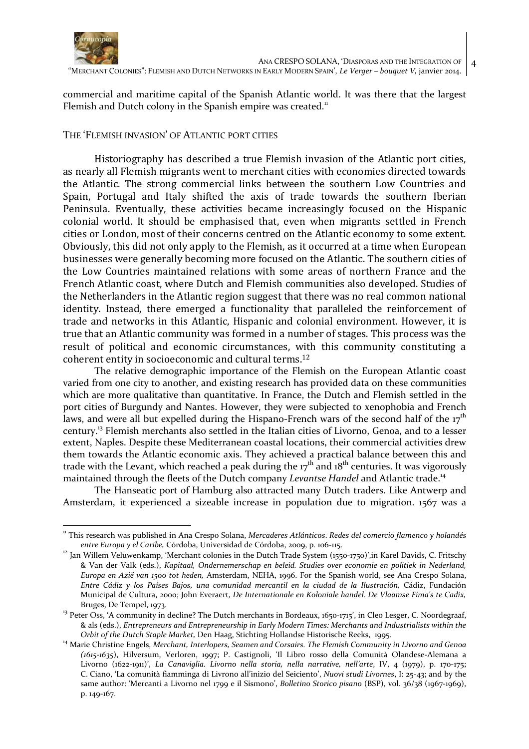commercial and maritime capital of the Spanish Atlantic world. It was there that the largest Flemish and Dutch colony in the Spanish empire was created.[11]

## THE 'FLEMISH INVASION' OF ATLANTIC PORT CITIES

Historiography has described a true Flemish invasion of the Atlantic port cities, as nearly all Flemish migrants went to merchant cities with economies directed towards the Atlantic. The strong commercial links between the southern Low Countries and Spain, Portugal and Italy shifted the axis of trade towards the southern Iberian Peninsula. Eventually, these activities became increasingly focused on the Hispanic colonial world. It should be emphasised that, even when migrants settled in French cities or London, most of their concerns centred on the Atlantic economy to some extent. Obviously, this did not only apply to the Flemish, as it occurred at a time when European businesses were generally becoming more focused on the Atlantic. The southern cities of the Low Countries maintained relations with some areas of northern France and the French Atlantic coast, where Dutch and Flemish communities also developed. Studies of the Netherlanders in the Atlantic region suggest that there was no real common national identity. Instead, there emerged a functionality that paralleled the reinforcement of trade and networks in this Atlantic, Hispanic and colonial environment. However, it is true that an Atlantic community was formed in a number of stages. This process was the result of political and economic circumstances, with this community constituting a coherent entity in socioeconomic and cultural terms.[12]

The relative demographic importance of the Flemish on the European Atlantic coast varied from one city to another, and existing research has provided data on these communities which are more qualitative than quantitative. In France, the Dutch and Flemish settled in the port cities of Burgundy and Nantes. However, they were subjected to xenophobia and French laws, and were all but expelled during the Hispano-French wars of the second half of the 17th century.[13] Flemish merchants also settled in the Italian cities of Livorno, Genoa, and to a lesser extent, Naples. Despite these Mediterranean coastal locations, their commercial activities drew them towards the Atlantic economic axis. They achieved a practical balance between this and trade with the Levant, which reached a peak during the 17th and 18th centuries. It was vigorously maintained through the fleets of the Dutch company *Levantse Handel* and Atlantic trade.[14]

The Hanseatic port of Hamburg also attracted many Dutch traders. Like Antwerp and Amsterdam, it experienced a sizeable increase in population due to migration. 1567 was a

---

[11] This research was published in Ana Crespo Solana, *Mercaderes Atlánticos. Redes del comercio flamenco y holandés entre Europa y el Caribe,* Córdoba, Universidad de Córdoba, 2009, p. 106-115.

[12] Jan Willem Veluwenkamp, 'Merchant colonies in the Dutch Trade System (1550-1750)',in Karel Davids, C. Fritschy & Van der Valk (eds.), *Kapitaal, Ondernemerschap en beleid. Studies over economie en politiek in Nederland, Europa en Azië van 1500 tot heden,* Amsterdam, NEHA, 1996. For the Spanish world, see Ana Crespo Solana, *Entre Cádiz y los Países Bajos, una comunidad mercantil en la ciudad de la Ilustración,* Cádiz, Fundación Municipal de Cultura, 2000; John Everaert, *De Internationale en Koloniale handel. De Vlaamse Fima's te Cadix,* Bruges, De Tempel, 1973.

[13] Peter Oss, 'A community in decline? The Dutch merchants in Bordeaux, 1650-1715', in Cleo Lesger, C. Noordegraaf, & als (eds.), *Entrepreneurs and Entrepreneurship in Early Modern Times: Merchants and Industrialists within the Orbit of the Dutch Staple Market,* Den Haag, Stichting Hollandse Historische Reeks, 1995.

[14] Marie Christine Engels, *Merchant, Interlopers, Seamen and Corsairs. The Flemish Community in Livorno and Genoa (1615-1635)*, Hilversum, Verloren, 1997; P. Castignoli, 'Il Libro rosso della Comunità Olandese-Alemana a Livorno (1622-1911)', *La Canaviglia. Livorno nella storia, nella narrative, nell'arte*, IV, 4 (1979), p. 170-175; C. Ciano, 'La comunità fiamminga di Livrono all'inizio del Seiciento', *Nuovi studi Livornes*, I: 25-43; and by the same author: 'Mercanti a Livorno nel 1799 e il Sismono', *Bolletino Storico pisano* (BSP), vol. 36/38 (1967-1969), p. 149-167.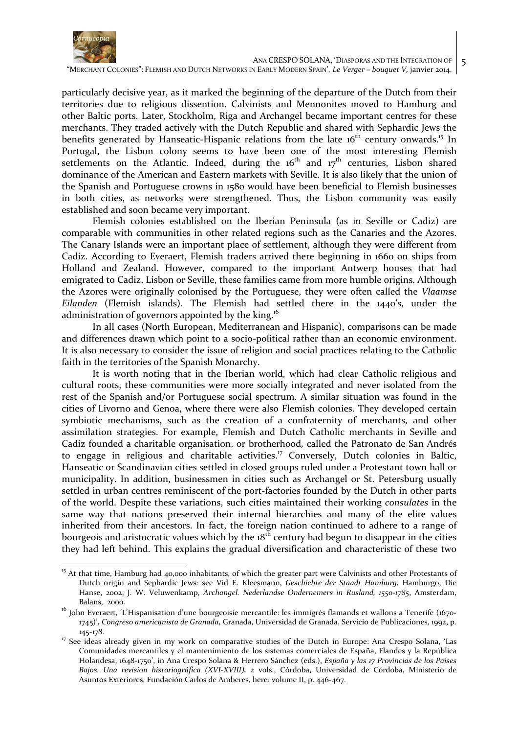particularly decisive year, as it marked the beginning of the departure of the Dutch from their territories due to religious dissention. Calvinists and Mennonites moved to Hamburg and other Baltic ports. Later, Stockholm, Riga and Archangel became important centres for these merchants. They traded actively with the Dutch Republic and shared with Sephardic Jews the benefits generated by Hanseatic-Hispanic relations from the late 16th century onwards.[15] In Portugal, the Lisbon colony seems to have been one of the most interesting Flemish settlements on the Atlantic. Indeed, during the 16th and 17th centuries, Lisbon shared dominance of the American and Eastern markets with Seville. It is also likely that the union of the Spanish and Portuguese crowns in 1580 would have been beneficial to Flemish businesses in both cities, as networks were strengthened. Thus, the Lisbon community was easily established and soon became very important.

Flemish colonies established on the Iberian Peninsula (as in Seville or Cadiz) are comparable with communities in other related regions such as the Canaries and the Azores. The Canary Islands were an important place of settlement, although they were different from Cadiz. According to Everaert, Flemish traders arrived there beginning in 1660 on ships from Holland and Zealand. However, compared to the important Antwerp houses that had emigrated to Cadiz, Lisbon or Seville, these families came from more humble origins. Although the Azores were originally colonised by the Portuguese, they were often called the *Vlaamse Eilanden* (Flemish islands). The Flemish had settled there in the 1440's, under the administration of governors appointed by the king.[16]

In all cases (North European, Mediterranean and Hispanic), comparisons can be made and differences drawn which point to a socio-political rather than an economic environment. It is also necessary to consider the issue of religion and social practices relating to the Catholic faith in the territories of the Spanish Monarchy.

It is worth noting that in the Iberian world, which had clear Catholic religious and cultural roots, these communities were more socially integrated and never isolated from the rest of the Spanish and/or Portuguese social spectrum. A similar situation was found in the cities of Livorno and Genoa, where there were also Flemish colonies. They developed certain symbiotic mechanisms, such as the creation of a confraternity of merchants, and other assimilation strategies. For example, Flemish and Dutch Catholic merchants in Seville and Cadiz founded a charitable organisation, or brotherhood*,* called the Patronato de San Andrés to engage in religious and charitable activities.[17] Conversely, Dutch colonies in Baltic, Hanseatic or Scandinavian cities settled in closed groups ruled under a Protestant town hall or municipality. In addition, businessmen in cities such as Archangel or St. Petersburg usually settled in urban centres reminiscent of the port-factories founded by the Dutch in other parts of the world. Despite these variations, such cities maintained their working *consulates* in the same way that nations preserved their internal hierarchies and many of the elite values inherited from their ancestors. In fact, the foreign nation continued to adhere to a range of bourgeois and aristocratic values which by the 18th century had begun to disappear in the cities they had left behind. This explains the gradual diversification and characteristic of these two

---

[15] At that time, Hamburg had 40,000 inhabitants, of which the greater part were Calvinists and other Protestants of Dutch origin and Sephardic Jews: see Vid E. Kleesmann, *Geschichte der Staadt Hamburg,* Hamburgo, Die Hanse, 2002; J. W. Veluwenkamp, *Archangel. Nederlandse Ondernemers in Rusland, 1550-1785*, Amsterdam, Balans, 2000.

[16] John Everaert, 'L'Hispanisation d'une bourgeoisie mercantile: les immigrés flamands et wallons a Tenerife (1670-1745)', *Congreso americanista de Granada*, Granada, Universidad de Granada, Servicio de Publicaciones, 1992, p. 145-178.

[17] See ideas already given in my work on comparative studies of the Dutch in Europe: Ana Crespo Solana, 'Las Comunidades mercantiles y el mantenimiento de los sistemas comerciales de España, Flandes y la República Holandesa, 1648-1750', in Ana Crespo Solana & Herrero Sánchez (eds.), *España y las 17 Provincias de los Países Bajos. Una revision historiográfica (XVI-XVIII),* 2 vols., Córdoba, Universidad de Córdoba, Ministerio de Asuntos Exteriores, Fundación Carlos de Amberes, here: volume II, p. 446-467.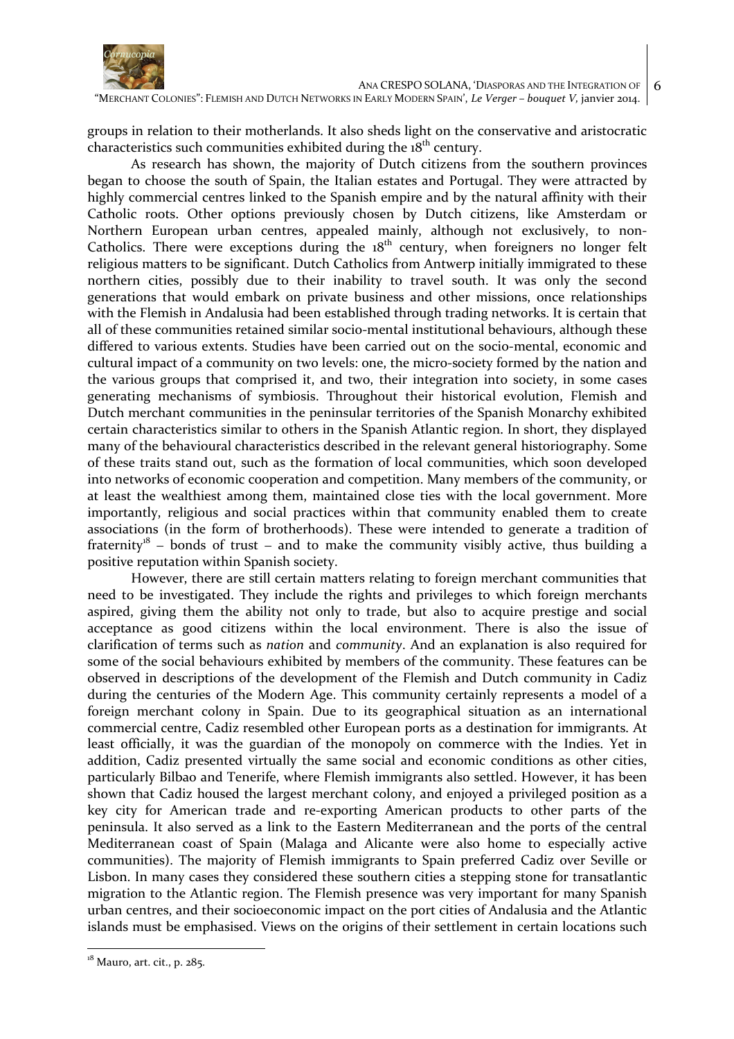groups in relation to their motherlands. It also sheds light on the conservative and aristocratic characteristics such communities exhibited during the 18th century.

As research has shown, the majority of Dutch citizens from the southern provinces began to choose the south of Spain, the Italian estates and Portugal. They were attracted by highly commercial centres linked to the Spanish empire and by the natural affinity with their Catholic roots. Other options previously chosen by Dutch citizens, like Amsterdam or Northern European urban centres, appealed mainly, although not exclusively, to non-Catholics. There were exceptions during the 18th century, when foreigners no longer felt religious matters to be significant. Dutch Catholics from Antwerp initially immigrated to these northern cities, possibly due to their inability to travel south. It was only the second generations that would embark on private business and other missions, once relationships with the Flemish in Andalusia had been established through trading networks. It is certain that all of these communities retained similar socio-mental institutional behaviours, although these differed to various extents. Studies have been carried out on the socio-mental, economic and cultural impact of a community on two levels: one, the micro-society formed by the nation and the various groups that comprised it, and two, their integration into society, in some cases generating mechanisms of symbiosis. Throughout their historical evolution, Flemish and Dutch merchant communities in the peninsular territories of the Spanish Monarchy exhibited certain characteristics similar to others in the Spanish Atlantic region. In short, they displayed many of the behavioural characteristics described in the relevant general historiography. Some of these traits stand out, such as the formation of local communities, which soon developed into networks of economic cooperation and competition. Many members of the community, or at least the wealthiest among them, maintained close ties with the local government. More importantly, religious and social practices within that community enabled them to create associations (in the form of brotherhoods). These were intended to generate a tradition of fraternity[18] – bonds of trust – and to make the community visibly active, thus building a positive reputation within Spanish society.

However, there are still certain matters relating to foreign merchant communities that need to be investigated. They include the rights and privileges to which foreign merchants aspired, giving them the ability not only to trade, but also to acquire prestige and social acceptance as good citizens within the local environment. There is also the issue of clarification of terms such as *nation* and *community*. And an explanation is also required for some of the social behaviours exhibited by members of the community. These features can be observed in descriptions of the development of the Flemish and Dutch community in Cadiz during the centuries of the Modern Age. This community certainly represents a model of a foreign merchant colony in Spain. Due to its geographical situation as an international commercial centre, Cadiz resembled other European ports as a destination for immigrants. At least officially, it was the guardian of the monopoly on commerce with the Indies. Yet in addition, Cadiz presented virtually the same social and economic conditions as other cities, particularly Bilbao and Tenerife, where Flemish immigrants also settled. However, it has been shown that Cadiz housed the largest merchant colony, and enjoyed a privileged position as a key city for American trade and re-exporting American products to other parts of the peninsula. It also served as a link to the Eastern Mediterranean and the ports of the central Mediterranean coast of Spain (Malaga and Alicante were also home to especially active communities). The majority of Flemish immigrants to Spain preferred Cadiz over Seville or Lisbon. In many cases they considered these southern cities a stepping stone for transatlantic migration to the Atlantic region. The Flemish presence was very important for many Spanish urban centres, and their socioeconomic impact on the port cities of Andalusia and the Atlantic islands must be emphasised. Views on the origins of their settlement in certain locations such

---

[18] Mauro, art. cit., p. 285.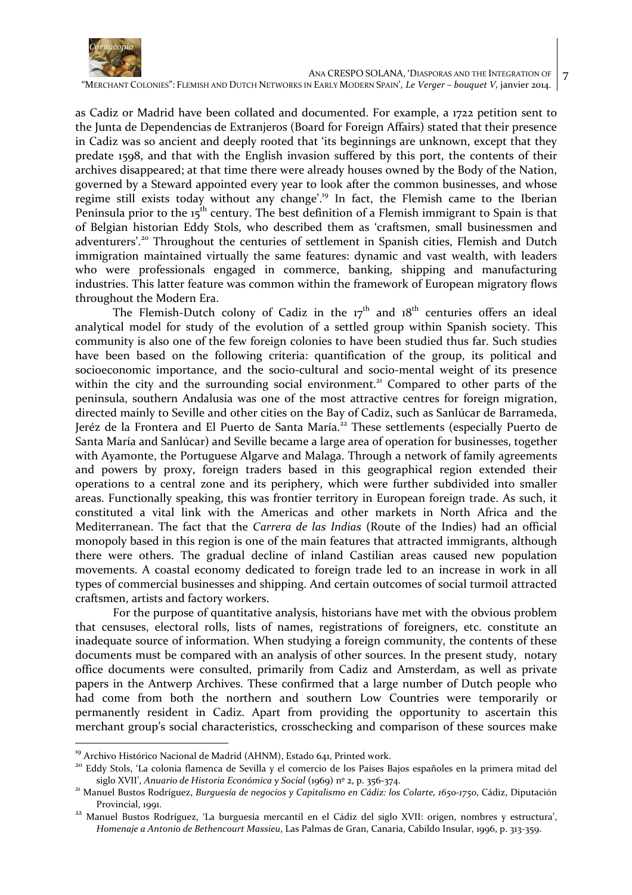as Cadiz or Madrid have been collated and documented. For example, a 1722 petition sent to the Junta de Dependencias de Extranjeros (Board for Foreign Affairs) stated that their presence in Cadiz was so ancient and deeply rooted that 'its beginnings are unknown, except that they predate 1598, and that with the English invasion suffered by this port, the contents of their archives disappeared; at that time there were already houses owned by the Body of the Nation, governed by a Steward appointed every year to look after the common businesses, and whose regime still exists today without any change'.[19] In fact, the Flemish came to the Iberian Peninsula prior to the 15th century. The best definition of a Flemish immigrant to Spain is that of Belgian historian Eddy Stols, who described them as 'craftsmen, small businessmen and adventurers'.[20] Throughout the centuries of settlement in Spanish cities, Flemish and Dutch immigration maintained virtually the same features: dynamic and vast wealth, with leaders who were professionals engaged in commerce, banking, shipping and manufacturing industries. This latter feature was common within the framework of European migratory flows throughout the Modern Era.

The Flemish-Dutch colony of Cadiz in the 17th and 18th centuries offers an ideal analytical model for study of the evolution of a settled group within Spanish society. This community is also one of the few foreign colonies to have been studied thus far. Such studies have been based on the following criteria: quantification of the group, its political and socioeconomic importance, and the socio-cultural and socio-mental weight of its presence within the city and the surrounding social environment.[21] Compared to other parts of the peninsula, southern Andalusia was one of the most attractive centres for foreign migration, directed mainly to Seville and other cities on the Bay of Cadiz, such as Sanlúcar de Barrameda, Jeréz de la Frontera and El Puerto de Santa María.[22] These settlements (especially Puerto de Santa María and Sanlúcar) and Seville became a large area of operation for businesses, together with Ayamonte, the Portuguese Algarve and Malaga. Through a network of family agreements and powers by proxy, foreign traders based in this geographical region extended their operations to a central zone and its periphery, which were further subdivided into smaller areas. Functionally speaking, this was frontier territory in European foreign trade. As such, it constituted a vital link with the Americas and other markets in North Africa and the Mediterranean. The fact that the *Carrera de las Indias* (Route of the Indies) had an official monopoly based in this region is one of the main features that attracted immigrants, although there were others. The gradual decline of inland Castilian areas caused new population movements. A coastal economy dedicated to foreign trade led to an increase in work in all types of commercial businesses and shipping. And certain outcomes of social turmoil attracted craftsmen, artists and factory workers.

For the purpose of quantitative analysis, historians have met with the obvious problem that censuses, electoral rolls, lists of names, registrations of foreigners, etc. constitute an inadequate source of information. When studying a foreign community, the contents of these documents must be compared with an analysis of other sources. In the present study, notary office documents were consulted, primarily from Cadiz and Amsterdam, as well as private papers in the Antwerp Archives. These confirmed that a large number of Dutch people who had come from both the northern and southern Low Countries were temporarily or permanently resident in Cadiz. Apart from providing the opportunity to ascertain this merchant group's social characteristics, crosschecking and comparison of these sources make

---

[19] Archivo Histórico Nacional de Madrid (AHNM), Estado 641, Printed work.

[20] Eddy Stols, 'La colonia flamenca de Sevilla y el comercio de los Países Bajos españoles en la primera mitad del siglo XVII', *Anuario de Historia Económica y Social* (1969) nº 2, p. 356-374.

[21] Manuel Bustos Rodríguez, *Burguesía de negocios y Capitalismo en Cádiz: los Colarte, 1650-1750*, Cádiz, Diputación Provincial, 1991.

[22] Manuel Bustos Rodríguez, 'La burguesía mercantil en el Cádiz del siglo XVII: origen, nombres y estructura', *Homenaje a Antonio de Bethencourt Massieu*, Las Palmas de Gran, Canaria, Cabildo Insular, 1996, p. 313-359.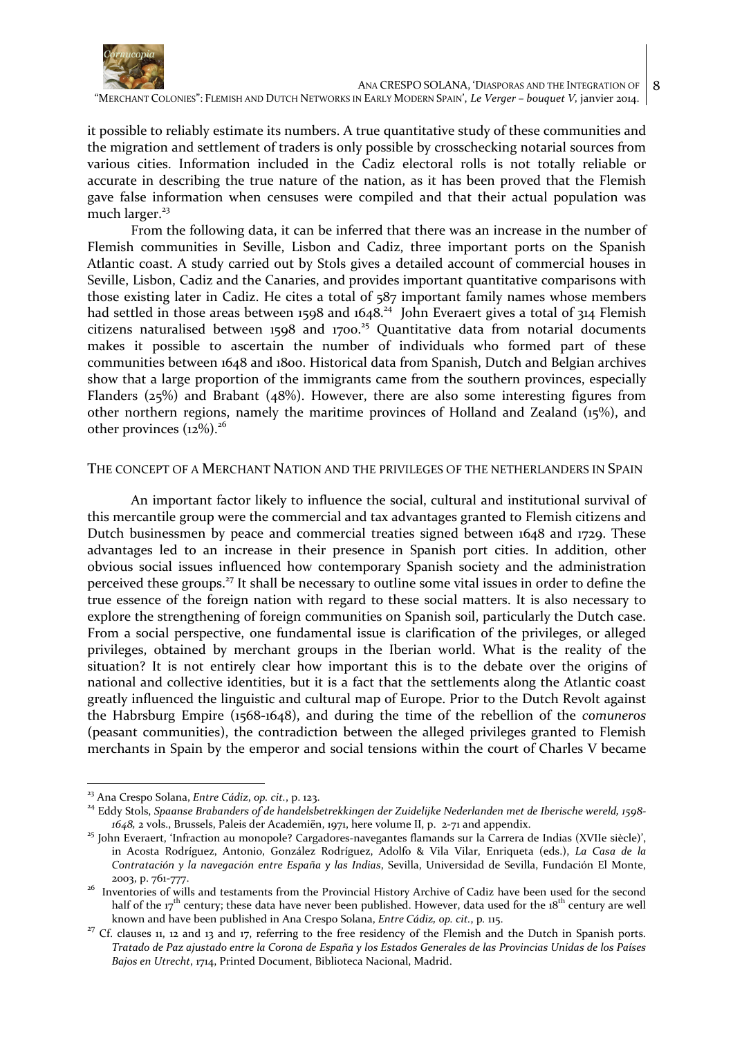it possible to reliably estimate its numbers. A true quantitative study of these communities and the migration and settlement of traders is only possible by crosschecking notarial sources from various cities. Information included in the Cadiz electoral rolls is not totally reliable or accurate in describing the true nature of the nation, as it has been proved that the Flemish gave false information when censuses were compiled and that their actual population was much larger.[23]

From the following data, it can be inferred that there was an increase in the number of Flemish communities in Seville, Lisbon and Cadiz, three important ports on the Spanish Atlantic coast. A study carried out by Stols gives a detailed account of commercial houses in Seville, Lisbon, Cadiz and the Canaries, and provides important quantitative comparisons with those existing later in Cadiz. He cites a total of 587 important family names whose members had settled in those areas between 1598 and 1648.[24] John Everaert gives a total of 314 Flemish citizens naturalised between 1598 and 1700.[25] Quantitative data from notarial documents makes it possible to ascertain the number of individuals who formed part of these communities between 1648 and 1800. Historical data from Spanish, Dutch and Belgian archives show that a large proportion of the immigrants came from the southern provinces, especially Flanders (25%) and Brabant (48%). However, there are also some interesting figures from other northern regions, namely the maritime provinces of Holland and Zealand (15%), and other provinces (12%).[26]

## THE CONCEPT OF A MERCHANT NATION AND THE PRIVILEGES OF THE NETHERLANDERS IN SPAIN

An important factor likely to influence the social, cultural and institutional survival of this mercantile group were the commercial and tax advantages granted to Flemish citizens and Dutch businessmen by peace and commercial treaties signed between 1648 and 1729. These advantages led to an increase in their presence in Spanish port cities. In addition, other obvious social issues influenced how contemporary Spanish society and the administration perceived these groups.[27] It shall be necessary to outline some vital issues in order to define the true essence of the foreign nation with regard to these social matters. It is also necessary to explore the strengthening of foreign communities on Spanish soil, particularly the Dutch case. From a social perspective, one fundamental issue is clarification of the privileges, or alleged privileges, obtained by merchant groups in the Iberian world. What is the reality of the situation? It is not entirely clear how important this is to the debate over the origins of national and collective identities, but it is a fact that the settlements along the Atlantic coast greatly influenced the linguistic and cultural map of Europe. Prior to the Dutch Revolt against the Habrsburg Empire (1568-1648), and during the time of the rebellion of the *comuneros* (peasant communities), the contradiction between the alleged privileges granted to Flemish merchants in Spain by the emperor and social tensions within the court of Charles V became

---

[23] Ana Crespo Solana, *Entre Cádiz*, *op. cit.*, p. 123.

[24] Eddy Stols, *Spaanse Brabanders of de handelsbetrekkingen der Zuidelijke Nederlanden met de Iberische wereld, 1598-1648*, 2 vols., Brussels, Paleis der Academiën, 1971, here volume II, p. 2-71 and appendix.

[25] John Everaert, 'Infraction au monopole? Cargadores-navegantes flamands sur la Carrera de Indias (XVIIe siècle)', in Acosta Rodríguez, Antonio, González Rodríguez, Adolfo & Vila Vilar, Enriqueta (eds.), *La Casa de la Contratación y la navegación entre España y las Indias*, Sevilla, Universidad de Sevilla, Fundación El Monte, 2003, p. 761-777.

[26] Inventories of wills and testaments from the Provincial History Archive of Cadiz have been used for the second half of the 17th century; these data have never been published. However, data used for the 18th century are well known and have been published in Ana Crespo Solana, *Entre Cádiz, op. cit.*, p. 115.

[27] Cf. clauses 11, 12 and 13 and 17, referring to the free residency of the Flemish and the Dutch in Spanish ports. *Tratado de Paz ajustado entre la Corona de España y los Estados Generales de las Provincias Unidas de los Países Bajos en Utrecht*, 1714, Printed Document, Biblioteca Nacional, Madrid.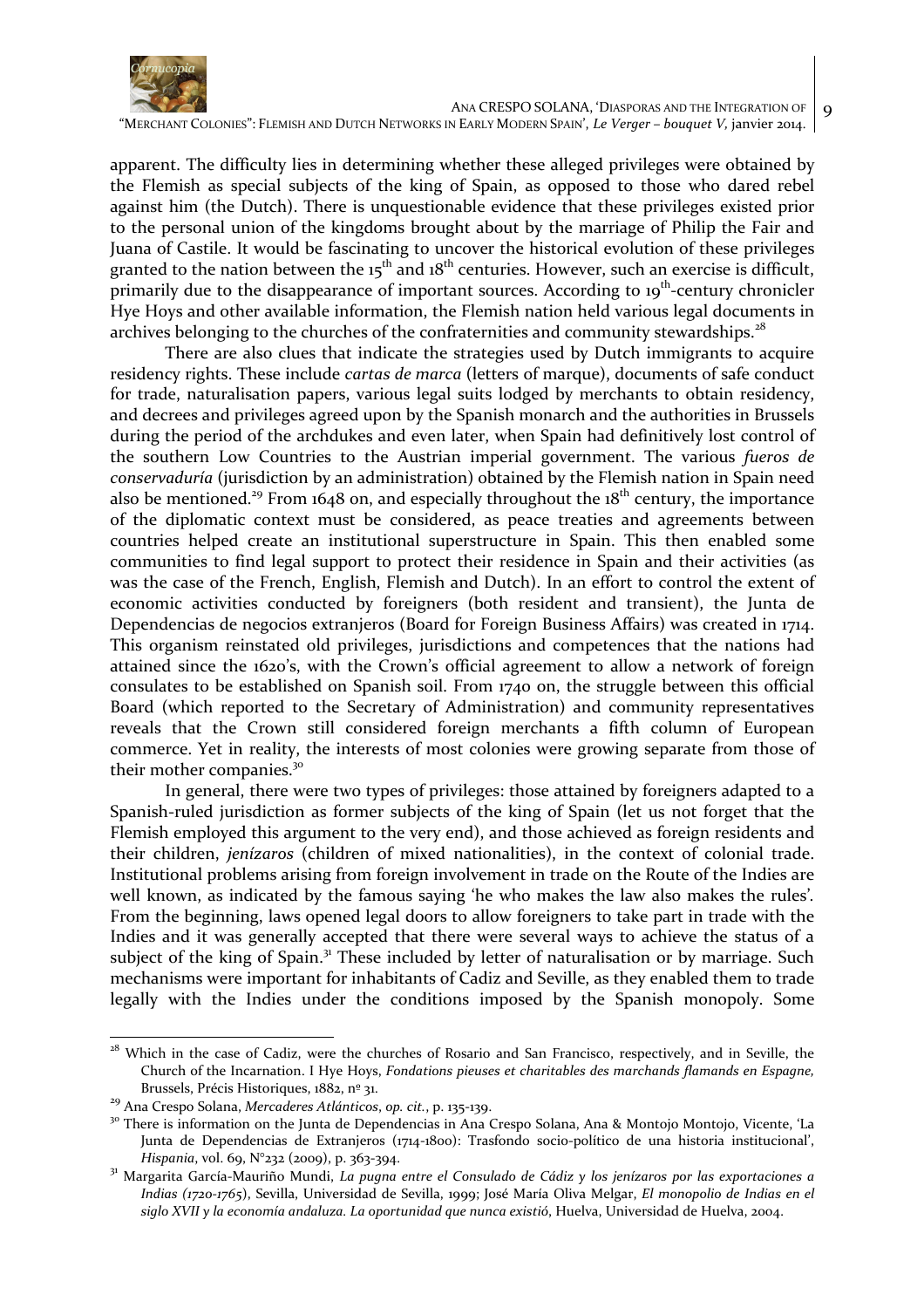apparent. The difficulty lies in determining whether these alleged privileges were obtained by the Flemish as special subjects of the king of Spain, as opposed to those who dared rebel against him (the Dutch). There is unquestionable evidence that these privileges existed prior to the personal union of the kingdoms brought about by the marriage of Philip the Fair and Juana of Castile. It would be fascinating to uncover the historical evolution of these privileges granted to the nation between the 15th and 18th centuries. However, such an exercise is difficult, primarily due to the disappearance of important sources. According to 19th-century chronicler Hye Hoys and other available information, the Flemish nation held various legal documents in archives belonging to the churches of the confraternities and community stewardships.[28]

There are also clues that indicate the strategies used by Dutch immigrants to acquire residency rights. These include *cartas de marca* (letters of marque), documents of safe conduct for trade, naturalisation papers, various legal suits lodged by merchants to obtain residency, and decrees and privileges agreed upon by the Spanish monarch and the authorities in Brussels during the period of the archdukes and even later, when Spain had definitively lost control of the southern Low Countries to the Austrian imperial government. The various *fueros de conservaduría* (jurisdiction by an administration) obtained by the Flemish nation in Spain need also be mentioned.[29] From 1648 on, and especially throughout the 18th century, the importance of the diplomatic context must be considered, as peace treaties and agreements between countries helped create an institutional superstructure in Spain. This then enabled some communities to find legal support to protect their residence in Spain and their activities (as was the case of the French, English, Flemish and Dutch). In an effort to control the extent of economic activities conducted by foreigners (both resident and transient), the Junta de Dependencias de negocios extranjeros (Board for Foreign Business Affairs) was created in 1714. This organism reinstated old privileges, jurisdictions and competences that the nations had attained since the 1620's, with the Crown's official agreement to allow a network of foreign consulates to be established on Spanish soil. From 1740 on, the struggle between this official Board (which reported to the Secretary of Administration) and community representatives reveals that the Crown still considered foreign merchants a fifth column of European commerce. Yet in reality, the interests of most colonies were growing separate from those of their mother companies.[30]

In general, there were two types of privileges: those attained by foreigners adapted to a Spanish-ruled jurisdiction as former subjects of the king of Spain (let us not forget that the Flemish employed this argument to the very end), and those achieved as foreign residents and their children, *jenízaros* (children of mixed nationalities), in the context of colonial trade. Institutional problems arising from foreign involvement in trade on the Route of the Indies are well known, as indicated by the famous saying 'he who makes the law also makes the rules'. From the beginning, laws opened legal doors to allow foreigners to take part in trade with the Indies and it was generally accepted that there were several ways to achieve the status of a subject of the king of Spain.[31] These included by letter of naturalisation or by marriage. Such mechanisms were important for inhabitants of Cadiz and Seville, as they enabled them to trade legally with the Indies under the conditions imposed by the Spanish monopoly. Some

---

[28] Which in the case of Cadiz, were the churches of Rosario and San Francisco, respectively, and in Seville, the Church of the Incarnation. I Hye Hoys, *Fondations pieuses et charitables des marchands flamands en Espagne,* Brussels, Précis Historiques, 1882, nº 31.

[29] Ana Crespo Solana, *Mercaderes Atlánticos*, *op. cit.*, p. 135-139.

[30] There is information on the Junta de Dependencias in Ana Crespo Solana, Ana & Montojo Montojo, Vicente, 'La Junta de Dependencias de Extranjeros (1714-1800): Trasfondo socio-político de una historia institucional', *Hispania*, vol. 69, N°232 (2009), p. 363-394.

[31] Margarita García-Mauriño Mundi, *La pugna entre el Consulado de Cádiz y los jenízaros por las exportaciones a Indias (1720-1765)*, Sevilla, Universidad de Sevilla, 1999; José María Oliva Melgar, *El monopolio de Indias en el siglo XVII y la economía andaluza. La oportunidad que nunca existió*, Huelva, Universidad de Huelva, 2004.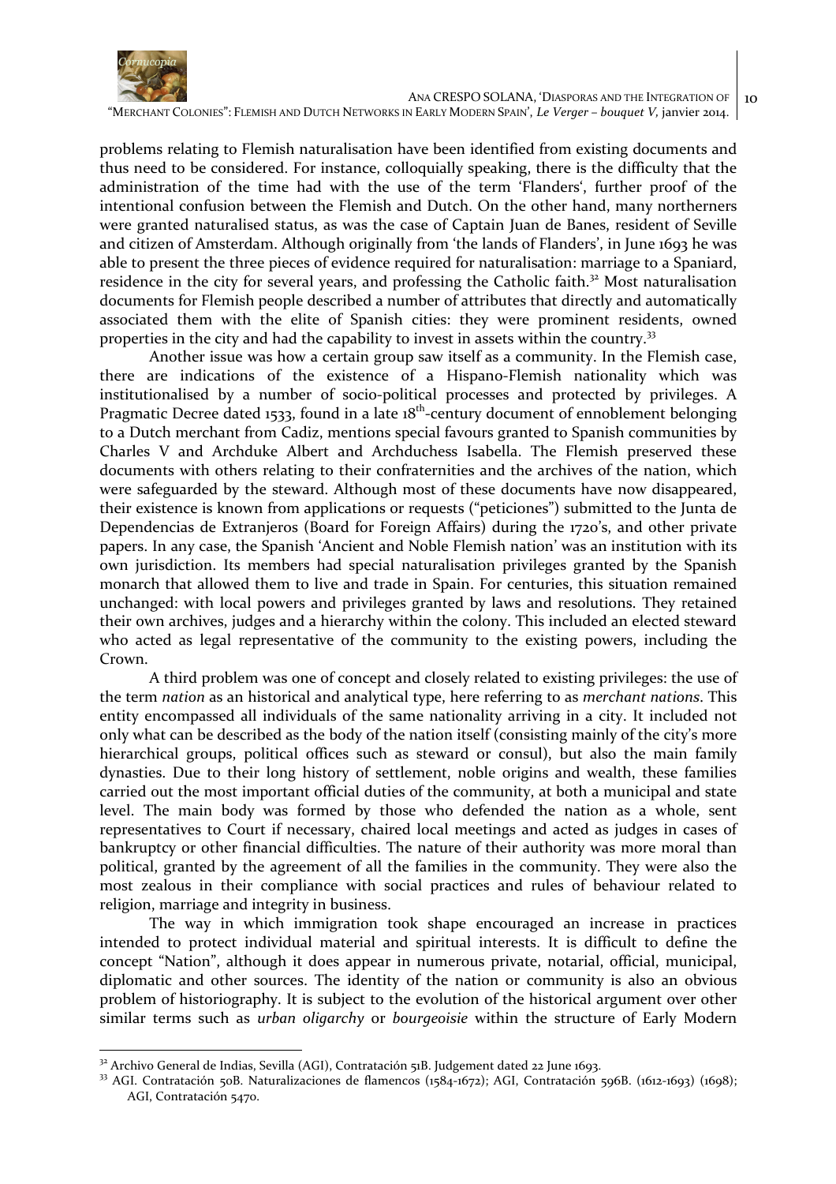problems relating to Flemish naturalisation have been identified from existing documents and thus need to be considered. For instance, colloquially speaking, there is the difficulty that the administration of the time had with the use of the term 'Flanders', further proof of the intentional confusion between the Flemish and Dutch. On the other hand, many northerners were granted naturalised status, as was the case of Captain Juan de Banes, resident of Seville and citizen of Amsterdam. Although originally from 'the lands of Flanders', in June 1693 he was able to present the three pieces of evidence required for naturalisation: marriage to a Spaniard, residence in the city for several years, and professing the Catholic faith.[32] Most naturalisation documents for Flemish people described a number of attributes that directly and automatically associated them with the elite of Spanish cities: they were prominent residents, owned properties in the city and had the capability to invest in assets within the country.[33]

Another issue was how a certain group saw itself as a community. In the Flemish case, there are indications of the existence of a Hispano-Flemish nationality which was institutionalised by a number of socio-political processes and protected by privileges. A Pragmatic Decree dated 1533, found in a late 18th-century document of ennoblement belonging to a Dutch merchant from Cadiz, mentions special favours granted to Spanish communities by Charles V and Archduke Albert and Archduchess Isabella. The Flemish preserved these documents with others relating to their confraternities and the archives of the nation, which were safeguarded by the steward. Although most of these documents have now disappeared, their existence is known from applications or requests ("peticiones") submitted to the Junta de Dependencias de Extranjeros (Board for Foreign Affairs) during the 1720's, and other private papers. In any case, the Spanish 'Ancient and Noble Flemish nation' was an institution with its own jurisdiction. Its members had special naturalisation privileges granted by the Spanish monarch that allowed them to live and trade in Spain. For centuries, this situation remained unchanged: with local powers and privileges granted by laws and resolutions. They retained their own archives, judges and a hierarchy within the colony. This included an elected steward who acted as legal representative of the community to the existing powers, including the Crown.

A third problem was one of concept and closely related to existing privileges: the use of the term *nation* as an historical and analytical type, here referring to as *merchant nations*. This entity encompassed all individuals of the same nationality arriving in a city. It included not only what can be described as the body of the nation itself (consisting mainly of the city's more hierarchical groups, political offices such as steward or consul), but also the main family dynasties. Due to their long history of settlement, noble origins and wealth, these families carried out the most important official duties of the community, at both a municipal and state level. The main body was formed by those who defended the nation as a whole, sent representatives to Court if necessary, chaired local meetings and acted as judges in cases of bankruptcy or other financial difficulties. The nature of their authority was more moral than political, granted by the agreement of all the families in the community. They were also the most zealous in their compliance with social practices and rules of behaviour related to religion, marriage and integrity in business.

The way in which immigration took shape encouraged an increase in practices intended to protect individual material and spiritual interests. It is difficult to define the concept "Nation", although it does appear in numerous private, notarial, official, municipal, diplomatic and other sources. The identity of the nation or community is also an obvious problem of historiography. It is subject to the evolution of the historical argument over other similar terms such as *urban oligarchy* or *bourgeoisie* within the structure of Early Modern

---

[32] Archivo General de Indias, Sevilla (AGI), Contratación 51B. Judgement dated 22 June 1693.

[33] AGI. Contratación 50B. Naturalizaciones de flamencos (1584-1672); AGI, Contratación 596B. (1612-1693) (1698); AGI, Contratación 5470.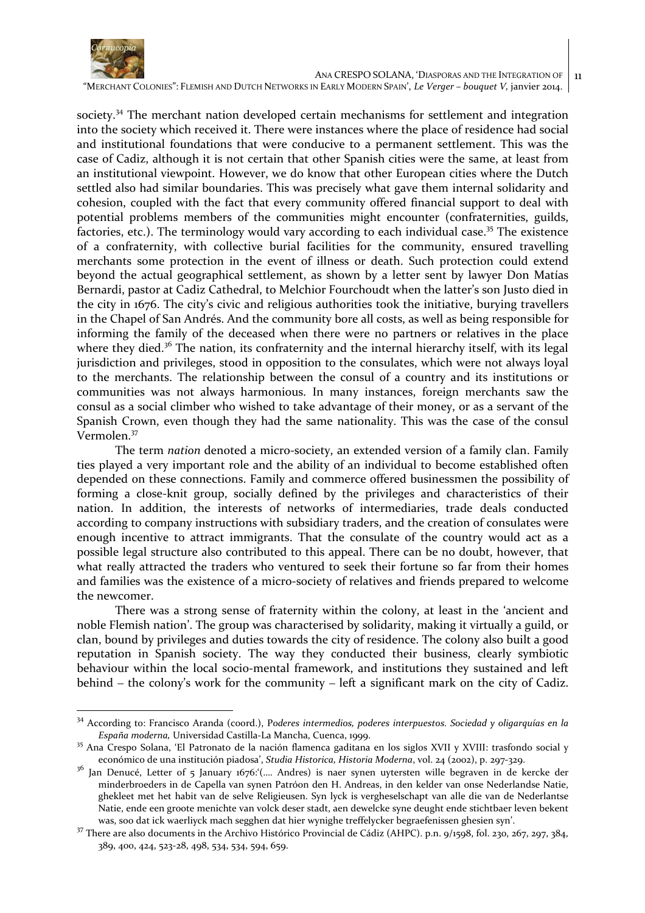society.[34] The merchant nation developed certain mechanisms for settlement and integration into the society which received it. There were instances where the place of residence had social and institutional foundations that were conducive to a permanent settlement. This was the case of Cadiz, although it is not certain that other Spanish cities were the same, at least from an institutional viewpoint. However, we do know that other European cities where the Dutch settled also had similar boundaries. This was precisely what gave them internal solidarity and cohesion, coupled with the fact that every community offered financial support to deal with potential problems members of the communities might encounter (confraternities, guilds, factories, etc.). The terminology would vary according to each individual case.[35] The existence of a confraternity, with collective burial facilities for the community, ensured travelling merchants some protection in the event of illness or death. Such protection could extend beyond the actual geographical settlement, as shown by a letter sent by lawyer Don Matías Bernardi, pastor at Cadiz Cathedral, to Melchior Fourchoudt when the latter's son Justo died in the city in 1676. The city's civic and religious authorities took the initiative, burying travellers in the Chapel of San Andrés. And the community bore all costs, as well as being responsible for informing the family of the deceased when there were no partners or relatives in the place where they died.[36] The nation, its confraternity and the internal hierarchy itself, with its legal jurisdiction and privileges, stood in opposition to the consulates, which were not always loyal to the merchants. The relationship between the consul of a country and its institutions or communities was not always harmonious. In many instances, foreign merchants saw the consul as a social climber who wished to take advantage of their money, or as a servant of the Spanish Crown, even though they had the same nationality. This was the case of the consul Vermolen.[37]

The term *nation* denoted a micro-society, an extended version of a family clan. Family ties played a very important role and the ability of an individual to become established often depended on these connections. Family and commerce offered businessmen the possibility of forming a close-knit group, socially defined by the privileges and characteristics of their nation. In addition, the interests of networks of intermediaries, trade deals conducted according to company instructions with subsidiary traders, and the creation of consulates were enough incentive to attract immigrants. That the consulate of the country would act as a possible legal structure also contributed to this appeal. There can be no doubt, however, that what really attracted the traders who ventured to seek their fortune so far from their homes and families was the existence of a micro-society of relatives and friends prepared to welcome the newcomer.

There was a strong sense of fraternity within the colony, at least in the 'ancient and noble Flemish nation'. The group was characterised by solidarity, making it virtually a guild, or clan, bound by privileges and duties towards the city of residence. The colony also built a good reputation in Spanish society. The way they conducted their business, clearly symbiotic behaviour within the local socio-mental framework, and institutions they sustained and left behind – the colony's work for the community – left a significant mark on the city of Cadiz.

---

[34] According to: Francisco Aranda (coord.), P*oderes intermedios, poderes interpuestos. Sociedad y oligarquías en la España moderna,* Universidad Castilla-La Mancha, Cuenca, 1999.

[35] Ana Crespo Solana, 'El Patronato de la nación flamenca gaditana en los siglos XVII y XVIII: trasfondo social y económico de una institución piadosa', *Studia Historica, Historia Moderna*, vol. 24 (2002), p. 297-329.

[36] Jan Denucé, Letter of 5 January 1676:'(…. Andres) is naer synen uytersten wille begraven in de kercke der minderbroeders in de Capella van synen Patróon den H. Andreas, in den kelder van onse Nederlandse Natie, ghekleet met het habit van de selve Religieusen. Syn lyck is vergheselschapt van alle die van de Nederlantse Natie, ende een groote menichte van volck deser stadt, aen dewelcke syne deught ende stichtbaer leven bekent was, soo dat ick waerliyck mach segghen dat hier wynighe treffelycker begraefenissen ghesien syn'.

[37] There are also documents in the Archivo Histórico Provincial de Cádiz (AHPC). p.n. 9/1598, fol. 230, 267, 297, 384, 389, 400, 424, 523-28, 498, 534, 534, 594, 659.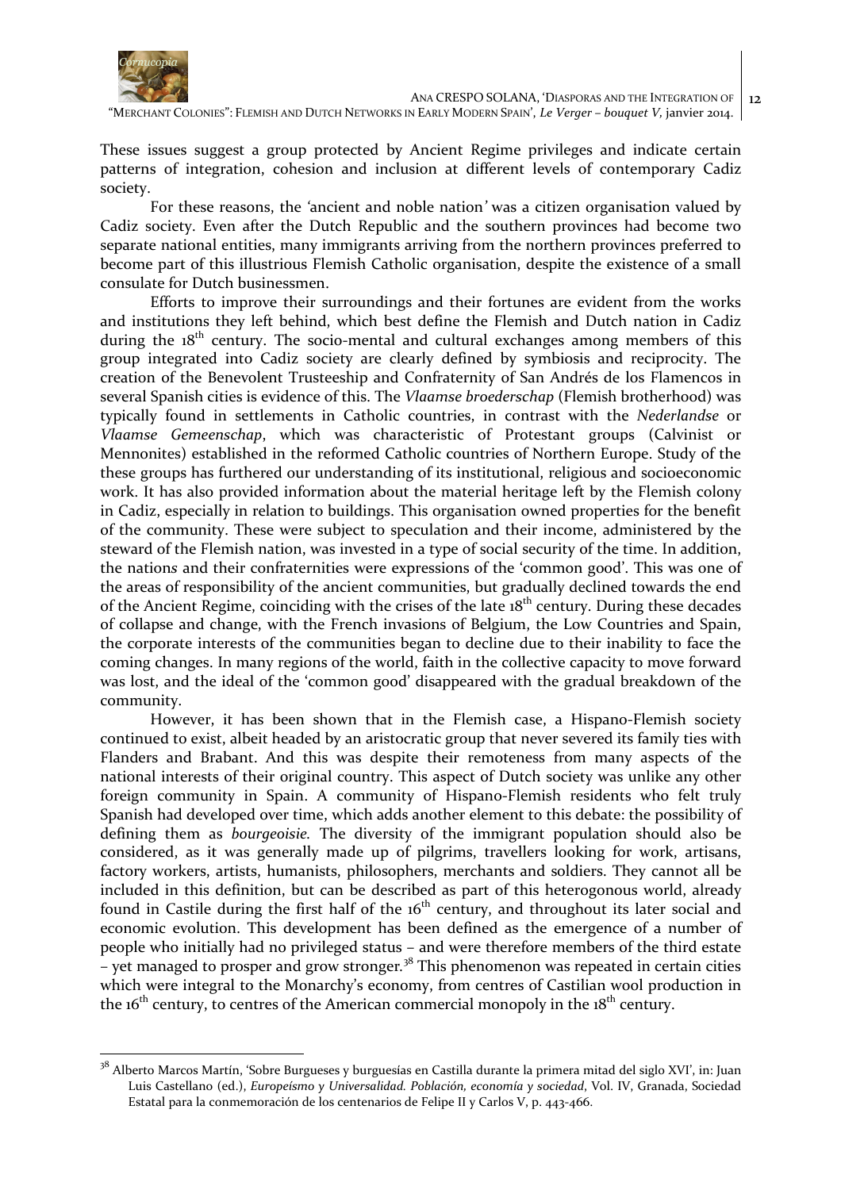These issues suggest a group protected by Ancient Regime privileges and indicate certain patterns of integration, cohesion and inclusion at different levels of contemporary Cadiz society.

For these reasons, the 'ancient and noble nation' was a citizen organisation valued by Cadiz society. Even after the Dutch Republic and the southern provinces had become two separate national entities, many immigrants arriving from the northern provinces preferred to become part of this illustrious Flemish Catholic organisation, despite the existence of a small consulate for Dutch businessmen.

Efforts to improve their surroundings and their fortunes are evident from the works and institutions they left behind, which best define the Flemish and Dutch nation in Cadiz during the 18th century. The socio-mental and cultural exchanges among members of this group integrated into Cadiz society are clearly defined by symbiosis and reciprocity. The creation of the Benevolent Trusteeship and Confraternity of San Andrés de los Flamencos in several Spanish cities is evidence of this. The *Vlaamse broederschap* (Flemish brotherhood) was typically found in settlements in Catholic countries, in contrast with the *Nederlandse* or *Vlaamse Gemeenschap*, which was characteristic of Protestant groups (Calvinist or Mennonites) established in the reformed Catholic countries of Northern Europe. Study of the these groups has furthered our understanding of its institutional, religious and socioeconomic work. It has also provided information about the material heritage left by the Flemish colony in Cadiz, especially in relation to buildings. This organisation owned properties for the benefit of the community. These were subject to speculation and their income, administered by the steward of the Flemish nation, was invested in a type of social security of the time. In addition, the nation*s* and their confraternities were expressions of the 'common good'. This was one of the areas of responsibility of the ancient communities, but gradually declined towards the end of the Ancient Regime, coinciding with the crises of the late 18th century. During these decades of collapse and change, with the French invasions of Belgium, the Low Countries and Spain, the corporate interests of the communities began to decline due to their inability to face the coming changes. In many regions of the world, faith in the collective capacity to move forward was lost, and the ideal of the 'common good' disappeared with the gradual breakdown of the community.

However, it has been shown that in the Flemish case, a Hispano-Flemish society continued to exist, albeit headed by an aristocratic group that never severed its family ties with Flanders and Brabant. And this was despite their remoteness from many aspects of the national interests of their original country. This aspect of Dutch society was unlike any other foreign community in Spain. A community of Hispano-Flemish residents who felt truly Spanish had developed over time, which adds another element to this debate: the possibility of defining them as *bourgeoisie.* The diversity of the immigrant population should also be considered, as it was generally made up of pilgrims, travellers looking for work, artisans, factory workers, artists, humanists, philosophers, merchants and soldiers. They cannot all be included in this definition, but can be described as part of this heterogonous world, already found in Castile during the first half of the 16th century, and throughout its later social and economic evolution. This development has been defined as the emergence of a number of people who initially had no privileged status – and were therefore members of the third estate – yet managed to prosper and grow stronger.[38] This phenomenon was repeated in certain cities which were integral to the Monarchy's economy, from centres of Castilian wool production in the 16th century, to centres of the American commercial monopoly in the 18th century.

[38] Alberto Marcos Martín, 'Sobre Burgueses y burguesías en Castilla durante la primera mitad del siglo XVI', in: Juan Luis Castellano (ed.), *Europeísmo y Universalidad. Población, economía y sociedad*, Vol. IV, Granada, Sociedad Estatal para la conmemoración de los centenarios de Felipe II y Carlos V, p. 443-466.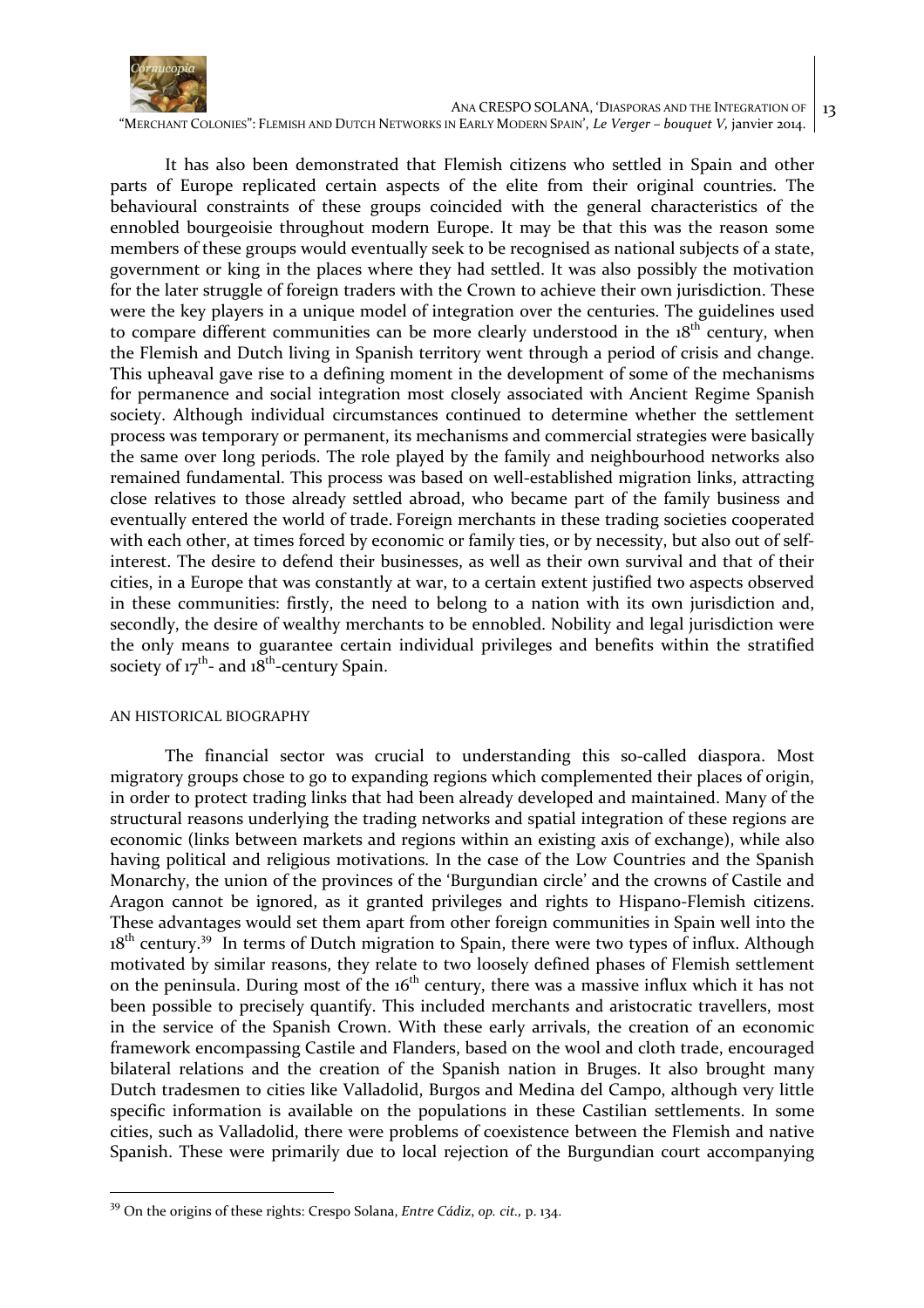It has also been demonstrated that Flemish citizens who settled in Spain and other parts of Europe replicated certain aspects of the elite from their original countries. The behavioural constraints of these groups coincided with the general characteristics of the ennobled bourgeoisie throughout modern Europe. It may be that this was the reason some members of these groups would eventually seek to be recognised as national subjects of a state, government or king in the places where they had settled. It was also possibly the motivation for the later struggle of foreign traders with the Crown to achieve their own jurisdiction. These were the key players in a unique model of integration over the centuries. The guidelines used to compare different communities can be more clearly understood in the 18th century, when the Flemish and Dutch living in Spanish territory went through a period of crisis and change. This upheaval gave rise to a defining moment in the development of some of the mechanisms for permanence and social integration most closely associated with Ancient Regime Spanish society. Although individual circumstances continued to determine whether the settlement process was temporary or permanent, its mechanisms and commercial strategies were basically the same over long periods. The role played by the family and neighbourhood networks also remained fundamental. This process was based on well-established migration links, attracting close relatives to those already settled abroad, who became part of the family business and eventually entered the world of trade. Foreign merchants in these trading societies cooperated with each other, at times forced by economic or family ties, or by necessity, but also out of self-interest. The desire to defend their businesses, as well as their own survival and that of their cities, in a Europe that was constantly at war, to a certain extent justified two aspects observed in these communities: firstly, the need to belong to a nation with its own jurisdiction and, secondly, the desire of wealthy merchants to be ennobled. Nobility and legal jurisdiction were the only means to guarantee certain individual privileges and benefits within the stratified society of 17th- and 18th-century Spain.

## AN HISTORICAL BIOGRAPHY

The financial sector was crucial to understanding this so-called diaspora. Most migratory groups chose to go to expanding regions which complemented their places of origin, in order to protect trading links that had been already developed and maintained. Many of the structural reasons underlying the trading networks and spatial integration of these regions are economic (links between markets and regions within an existing axis of exchange), while also having political and religious motivations. In the case of the Low Countries and the Spanish Monarchy, the union of the provinces of the 'Burgundian circle' and the crowns of Castile and Aragon cannot be ignored, as it granted privileges and rights to Hispano-Flemish citizens. These advantages would set them apart from other foreign communities in Spain well into the 18th century.[39] In terms of Dutch migration to Spain, there were two types of influx. Although motivated by similar reasons, they relate to two loosely defined phases of Flemish settlement on the peninsula. During most of the 16th century, there was a massive influx which it has not been possible to precisely quantify. This included merchants and aristocratic travellers, most in the service of the Spanish Crown. With these early arrivals, the creation of an economic framework encompassing Castile and Flanders, based on the wool and cloth trade, encouraged bilateral relations and the creation of the Spanish nation in Bruges. It also brought many Dutch tradesmen to cities like Valladolid, Burgos and Medina del Campo, although very little specific information is available on the populations in these Castilian settlements. In some cities, such as Valladolid, there were problems of coexistence between the Flemish and native Spanish. These were primarily due to local rejection of the Burgundian court accompanying

[39] On the origins of these rights: Crespo Solana, *Entre Cádiz, op. cit.,* p. 134.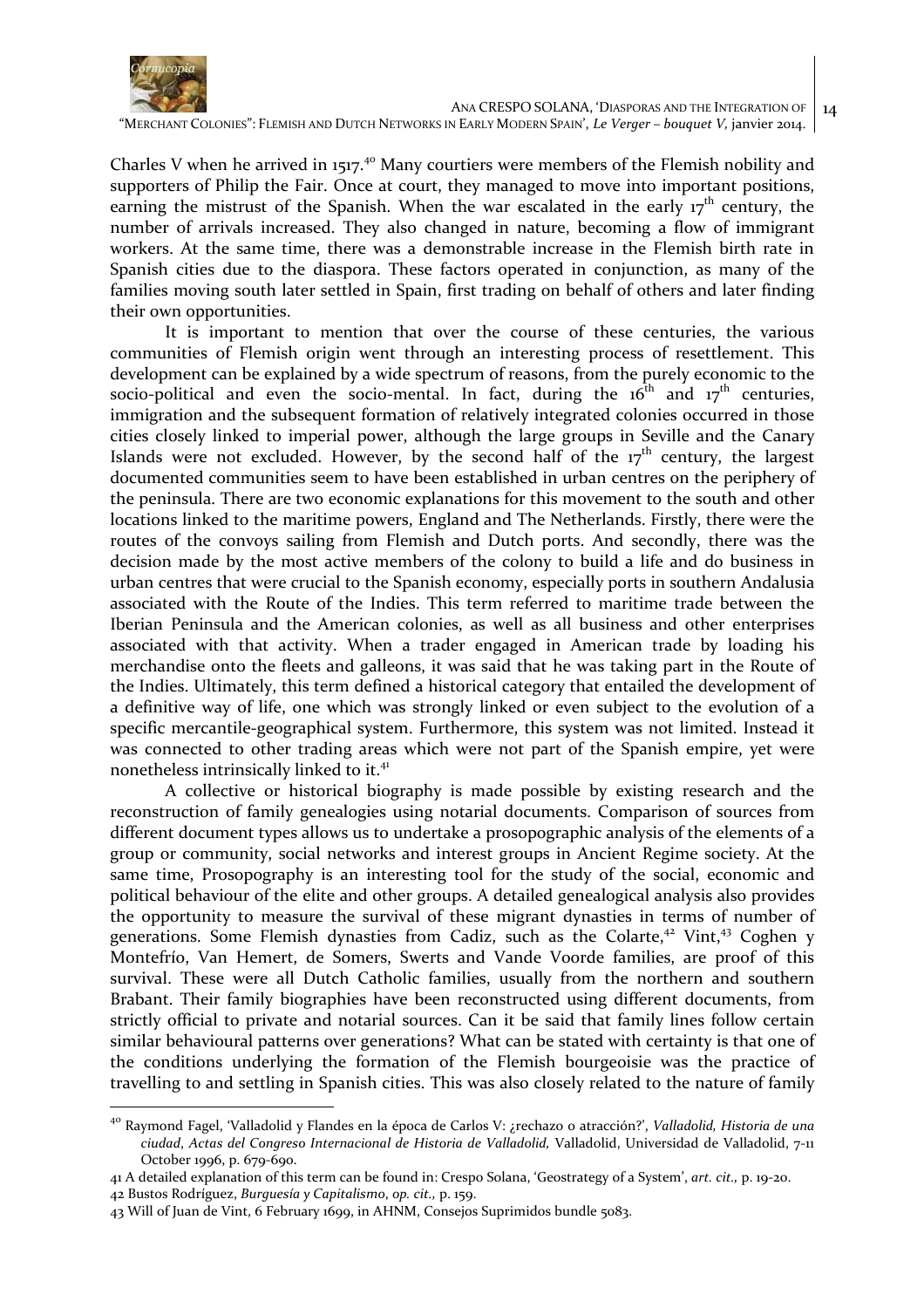Charles V when he arrived in 1517.[40] Many courtiers were members of the Flemish nobility and supporters of Philip the Fair. Once at court, they managed to move into important positions, earning the mistrust of the Spanish. When the war escalated in the early 17th century, the number of arrivals increased. They also changed in nature, becoming a flow of immigrant workers. At the same time, there was a demonstrable increase in the Flemish birth rate in Spanish cities due to the diaspora. These factors operated in conjunction, as many of the families moving south later settled in Spain, first trading on behalf of others and later finding their own opportunities.

It is important to mention that over the course of these centuries, the various communities of Flemish origin went through an interesting process of resettlement. This development can be explained by a wide spectrum of reasons, from the purely economic to the socio-political and even the socio-mental. In fact, during the 16th and 17th centuries, immigration and the subsequent formation of relatively integrated colonies occurred in those cities closely linked to imperial power, although the large groups in Seville and the Canary Islands were not excluded. However, by the second half of the 17th century, the largest documented communities seem to have been established in urban centres on the periphery of the peninsula. There are two economic explanations for this movement to the south and other locations linked to the maritime powers, England and The Netherlands. Firstly, there were the routes of the convoys sailing from Flemish and Dutch ports. And secondly, there was the decision made by the most active members of the colony to build a life and do business in urban centres that were crucial to the Spanish economy, especially ports in southern Andalusia associated with the Route of the Indies. This term referred to maritime trade between the Iberian Peninsula and the American colonies, as well as all business and other enterprises associated with that activity. When a trader engaged in American trade by loading his merchandise onto the fleets and galleons, it was said that he was taking part in the Route of the Indies. Ultimately, this term defined a historical category that entailed the development of a definitive way of life, one which was strongly linked or even subject to the evolution of a specific mercantile-geographical system. Furthermore, this system was not limited. Instead it was connected to other trading areas which were not part of the Spanish empire, yet were nonetheless intrinsically linked to it.[41]

A collective or historical biography is made possible by existing research and the reconstruction of family genealogies using notarial documents. Comparison of sources from different document types allows us to undertake a prosopographic analysis of the elements of a group or community, social networks and interest groups in Ancient Regime society. At the same time, Prosopography is an interesting tool for the study of the social, economic and political behaviour of the elite and other groups. A detailed genealogical analysis also provides the opportunity to measure the survival of these migrant dynasties in terms of number of generations. Some Flemish dynasties from Cadiz, such as the Colarte,[42] Vint,[43] Coghen y Montefrío, Van Hemert, de Somers, Swerts and Vande Voorde families, are proof of this survival. These were all Dutch Catholic families, usually from the northern and southern Brabant. Their family biographies have been reconstructed using different documents, from strictly official to private and notarial sources. Can it be said that family lines follow certain similar behavioural patterns over generations? What can be stated with certainty is that one of the conditions underlying the formation of the Flemish bourgeoisie was the practice of travelling to and settling in Spanish cities. This was also closely related to the nature of family

---

[40] Raymond Fagel, 'Valladolid y Flandes en la época de Carlos V: ¿rechazo o atracción?', *Valladolid, Historia de una ciudad, Actas del Congreso Internacional de Historia de Valladolid,* Valladolid, Universidad de Valladolid, 7-11 October 1996, p. 679-690.

[41] A detailed explanation of this term can be found in: Crespo Solana, 'Geostrategy of a System', *art. cit.,* p. 19-20.

[42] Bustos Rodríguez, *Burguesía y Capitalismo*, *op. cit.,* p. 159.

[43] Will of Juan de Vint, 6 February 1699, in AHNM, Consejos Suprimidos bundle 5083.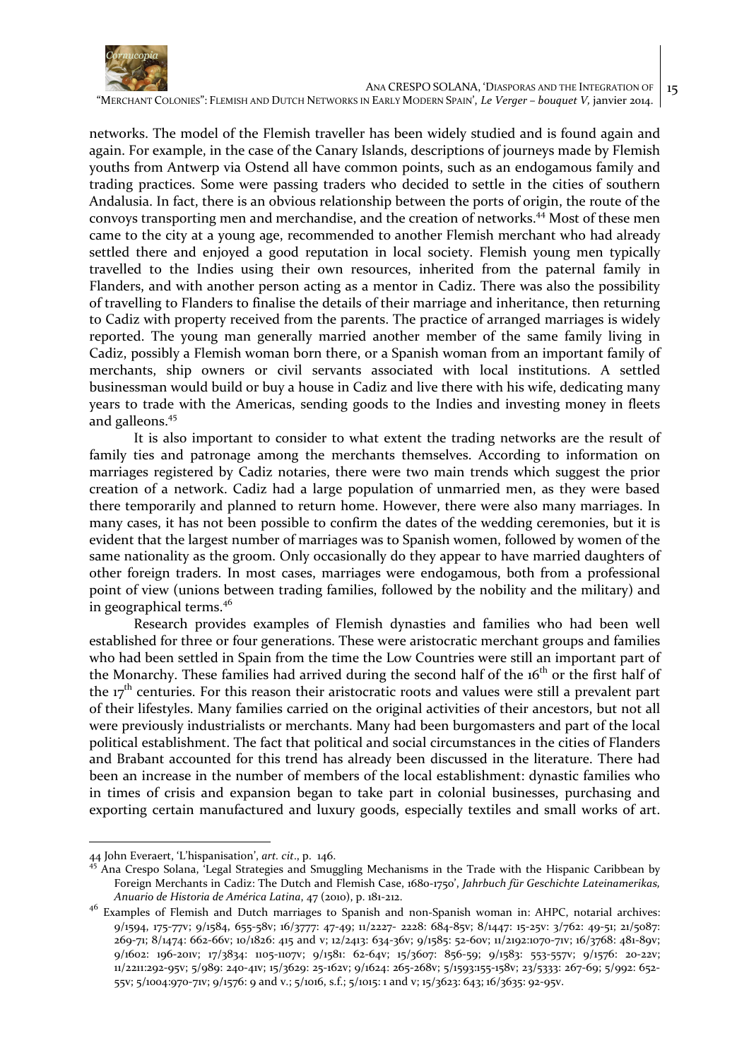networks. The model of the Flemish traveller has been widely studied and is found again and again. For example, in the case of the Canary Islands, descriptions of journeys made by Flemish youths from Antwerp via Ostend all have common points, such as an endogamous family and trading practices. Some were passing traders who decided to settle in the cities of southern Andalusia. In fact, there is an obvious relationship between the ports of origin, the route of the convoys transporting men and merchandise, and the creation of networks.[44] Most of these men came to the city at a young age, recommended to another Flemish merchant who had already settled there and enjoyed a good reputation in local society. Flemish young men typically travelled to the Indies using their own resources, inherited from the paternal family in Flanders, and with another person acting as a mentor in Cadiz. There was also the possibility of travelling to Flanders to finalise the details of their marriage and inheritance, then returning to Cadiz with property received from the parents. The practice of arranged marriages is widely reported. The young man generally married another member of the same family living in Cadiz, possibly a Flemish woman born there, or a Spanish woman from an important family of merchants, ship owners or civil servants associated with local institutions. A settled businessman would build or buy a house in Cadiz and live there with his wife, dedicating many years to trade with the Americas, sending goods to the Indies and investing money in fleets and galleons.[45]

It is also important to consider to what extent the trading networks are the result of family ties and patronage among the merchants themselves. According to information on marriages registered by Cadiz notaries, there were two main trends which suggest the prior creation of a network. Cadiz had a large population of unmarried men, as they were based there temporarily and planned to return home. However, there were also many marriages. In many cases, it has not been possible to confirm the dates of the wedding ceremonies, but it is evident that the largest number of marriages was to Spanish women, followed by women of the same nationality as the groom. Only occasionally do they appear to have married daughters of other foreign traders. In most cases, marriages were endogamous, both from a professional point of view (unions between trading families, followed by the nobility and the military) and in geographical terms.[46]

Research provides examples of Flemish dynasties and families who had been well established for three or four generations. These were aristocratic merchant groups and families who had been settled in Spain from the time the Low Countries were still an important part of the Monarchy. These families had arrived during the second half of the 16th or the first half of the 17th centuries. For this reason their aristocratic roots and values were still a prevalent part of their lifestyles. Many families carried on the original activities of their ancestors, but not all were previously industrialists or merchants. Many had been burgomasters and part of the local political establishment. The fact that political and social circumstances in the cities of Flanders and Brabant accounted for this trend has already been discussed in the literature. There had been an increase in the number of members of the local establishment: dynastic families who in times of crisis and expansion began to take part in colonial businesses, purchasing and exporting certain manufactured and luxury goods, especially textiles and small works of art.

---

44 John Everaert, 'L'hispanisation', *art. cit*., p. 146.

45 Ana Crespo Solana, 'Legal Strategies and Smuggling Mechanisms in the Trade with the Hispanic Caribbean by Foreign Merchants in Cadiz: The Dutch and Flemish Case, 1680-1750', *Jahrbuch für Geschichte Lateinamerikas, Anuario de Historia de América Latina*, 47 (2010), p. 181-212.

46 Examples of Flemish and Dutch marriages to Spanish and non-Spanish woman in: AHPC, notarial archives: 9/1594, 175-77v; 9/1584, 655-58v; 16/3777: 47-49; 11/2227- 2228: 684-85v; 8/1447: 15-25v: 3/762: 49-51; 21/5087: 269-71; 8/1474: 662-66v; 10/1826: 415 and v; 12/2413: 634-36v; 9/1585: 52-60v; 11/2192:1070-71v; 16/3768: 481-89v; 9/1602: 196-201v; 17/3834: 1105-1107v; 9/1581: 62-64v; 15/3607: 856-59; 9/1583: 553-557v; 9/1576: 20-22v; 11/2211:292-95v; 5/989: 240-41v; 15/3629: 25-162v; 9/1624: 265-268v; 5/1593:155-158v; 23/5333: 267-69; 5/992: 652-55v; 5/1004:970-71v; 9/1576: 9 and v.; 5/1016, s.f.; 5/1015: 1 and v; 15/3623: 643; 16/3635: 92-95v.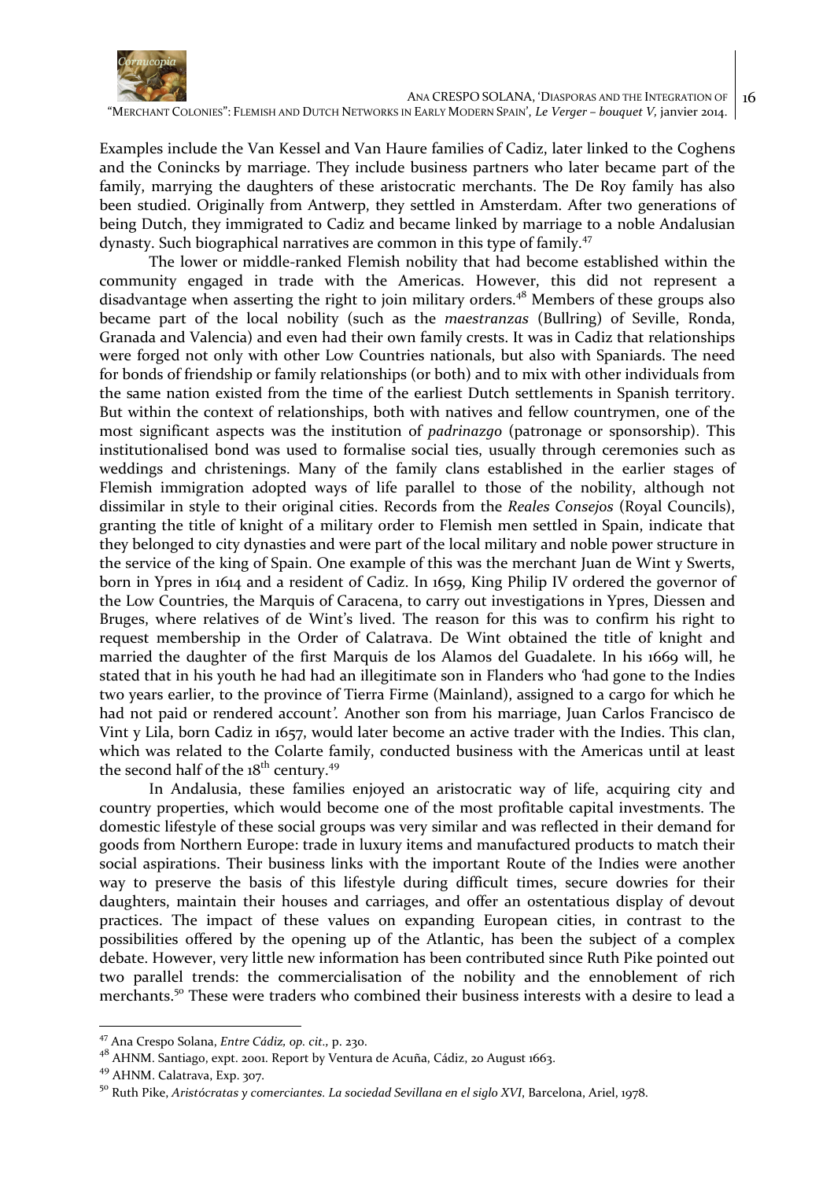Examples include the Van Kessel and Van Haure families of Cadiz, later linked to the Coghens and the Conincks by marriage. They include business partners who later became part of the family, marrying the daughters of these aristocratic merchants. The De Roy family has also been studied. Originally from Antwerp, they settled in Amsterdam. After two generations of being Dutch, they immigrated to Cadiz and became linked by marriage to a noble Andalusian dynasty. Such biographical narratives are common in this type of family.[47]

The lower or middle-ranked Flemish nobility that had become established within the community engaged in trade with the Americas. However, this did not represent a disadvantage when asserting the right to join military orders.[48] Members of these groups also became part of the local nobility (such as the *maestranzas* (Bullring) of Seville, Ronda, Granada and Valencia) and even had their own family crests. It was in Cadiz that relationships were forged not only with other Low Countries nationals, but also with Spaniards. The need for bonds of friendship or family relationships (or both) and to mix with other individuals from the same nation existed from the time of the earliest Dutch settlements in Spanish territory. But within the context of relationships, both with natives and fellow countrymen, one of the most significant aspects was the institution of *padrinazgo* (patronage or sponsorship). This institutionalised bond was used to formalise social ties, usually through ceremonies such as weddings and christenings. Many of the family clans established in the earlier stages of Flemish immigration adopted ways of life parallel to those of the nobility, although not dissimilar in style to their original cities. Records from the *Reales Consejos* (Royal Councils), granting the title of knight of a military order to Flemish men settled in Spain, indicate that they belonged to city dynasties and were part of the local military and noble power structure in the service of the king of Spain. One example of this was the merchant Juan de Wint y Swerts, born in Ypres in 1614 and a resident of Cadiz. In 1659, King Philip IV ordered the governor of the Low Countries, the Marquis of Caracena, to carry out investigations in Ypres, Diessen and Bruges, where relatives of de Wint's lived. The reason for this was to confirm his right to request membership in the Order of Calatrava. De Wint obtained the title of knight and married the daughter of the first Marquis de los Alamos del Guadalete. In his 1669 will, he stated that in his youth he had had an illegitimate son in Flanders who 'had gone to the Indies two years earlier, to the province of Tierra Firme (Mainland), assigned to a cargo for which he had not paid or rendered account'. Another son from his marriage, Juan Carlos Francisco de Vint y Lila, born Cadiz in 1657, would later become an active trader with the Indies. This clan, which was related to the Colarte family, conducted business with the Americas until at least the second half of the 18th century.[49]

In Andalusia, these families enjoyed an aristocratic way of life, acquiring city and country properties, which would become one of the most profitable capital investments. The domestic lifestyle of these social groups was very similar and was reflected in their demand for goods from Northern Europe: trade in luxury items and manufactured products to match their social aspirations. Their business links with the important Route of the Indies were another way to preserve the basis of this lifestyle during difficult times, secure dowries for their daughters, maintain their houses and carriages, and offer an ostentatious display of devout practices. The impact of these values on expanding European cities, in contrast to the possibilities offered by the opening up of the Atlantic, has been the subject of a complex debate. However, very little new information has been contributed since Ruth Pike pointed out two parallel trends: the commercialisation of the nobility and the ennoblement of rich merchants.[50] These were traders who combined their business interests with a desire to lead a

---

[47] Ana Crespo Solana, *Entre Cádiz, op. cit.*, p. 230.

[48] AHNM. Santiago, expt. 2001. Report by Ventura de Acuña, Cádiz, 20 August 1663.

[49] AHNM. Calatrava, Exp. 307.

[50] Ruth Pike, *Aristócratas y comerciantes. La sociedad Sevillana en el siglo XVI*, Barcelona, Ariel, 1978.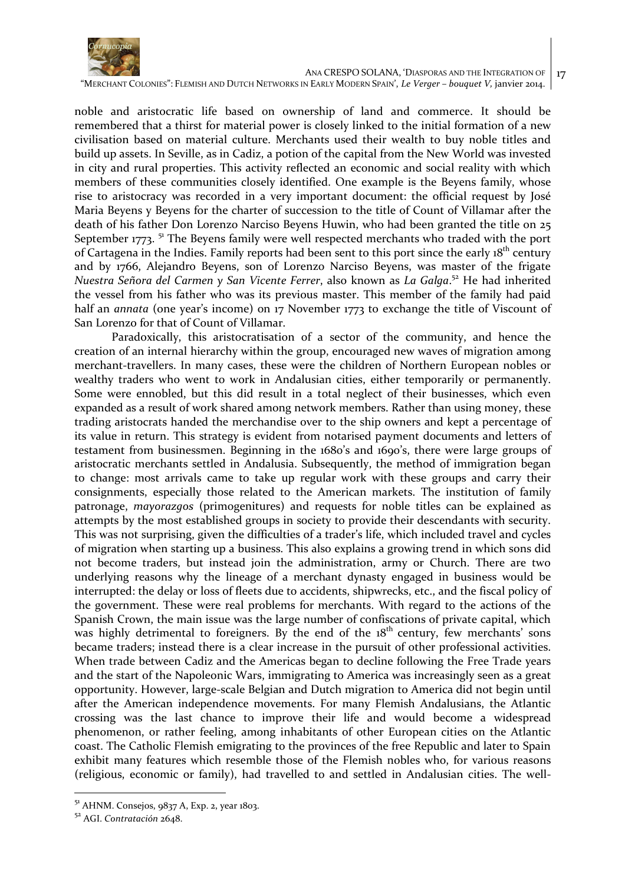noble and aristocratic life based on ownership of land and commerce. It should be remembered that a thirst for material power is closely linked to the initial formation of a new civilisation based on material culture. Merchants used their wealth to buy noble titles and build up assets. In Seville, as in Cadiz, a potion of the capital from the New World was invested in city and rural properties. This activity reflected an economic and social reality with which members of these communities closely identified. One example is the Beyens family, whose rise to aristocracy was recorded in a very important document: the official request by José Maria Beyens y Beyens for the charter of succession to the title of Count of Villamar after the death of his father Don Lorenzo Narciso Beyens Huwin, who had been granted the title on 25 September 1773. [51] The Beyens family were well respected merchants who traded with the port of Cartagena in the Indies. Family reports had been sent to this port since the early 18th century and by 1766, Alejandro Beyens, son of Lorenzo Narciso Beyens, was master of the frigate *Nuestra Señora del Carmen y San Vicente Ferrer*, also known as *La Galga*.[52] He had inherited the vessel from his father who was its previous master. This member of the family had paid half an *annata* (one year's income) on 17 November 1773 to exchange the title of Viscount of San Lorenzo for that of Count of Villamar.

Paradoxically, this aristocratisation of a sector of the community, and hence the creation of an internal hierarchy within the group, encouraged new waves of migration among merchant-travellers. In many cases, these were the children of Northern European nobles or wealthy traders who went to work in Andalusian cities, either temporarily or permanently. Some were ennobled, but this did result in a total neglect of their businesses, which even expanded as a result of work shared among network members. Rather than using money, these trading aristocrats handed the merchandise over to the ship owners and kept a percentage of its value in return. This strategy is evident from notarised payment documents and letters of testament from businessmen. Beginning in the 1680's and 1690's, there were large groups of aristocratic merchants settled in Andalusia. Subsequently, the method of immigration began to change: most arrivals came to take up regular work with these groups and carry their consignments, especially those related to the American markets. The institution of family patronage, *mayorazgos* (primogenitures) and requests for noble titles can be explained as attempts by the most established groups in society to provide their descendants with security. This was not surprising, given the difficulties of a trader's life, which included travel and cycles of migration when starting up a business. This also explains a growing trend in which sons did not become traders, but instead join the administration, army or Church. There are two underlying reasons why the lineage of a merchant dynasty engaged in business would be interrupted: the delay or loss of fleets due to accidents, shipwrecks, etc., and the fiscal policy of the government. These were real problems for merchants. With regard to the actions of the Spanish Crown, the main issue was the large number of confiscations of private capital, which was highly detrimental to foreigners. By the end of the 18th century, few merchants' sons became traders; instead there is a clear increase in the pursuit of other professional activities. When trade between Cadiz and the Americas began to decline following the Free Trade years and the start of the Napoleonic Wars, immigrating to America was increasingly seen as a great opportunity. However, large-scale Belgian and Dutch migration to America did not begin until after the American independence movements. For many Flemish Andalusians, the Atlantic crossing was the last chance to improve their life and would become a widespread phenomenon, or rather feeling, among inhabitants of other European cities on the Atlantic coast. The Catholic Flemish emigrating to the provinces of the free Republic and later to Spain exhibit many features which resemble those of the Flemish nobles who, for various reasons (religious, economic or family), had travelled to and settled in Andalusian cities. The well-

---

[51] AHNM. Consejos, 9837 A, Exp. 2, year 1803.

[52] AGI. *Contratación* 2648.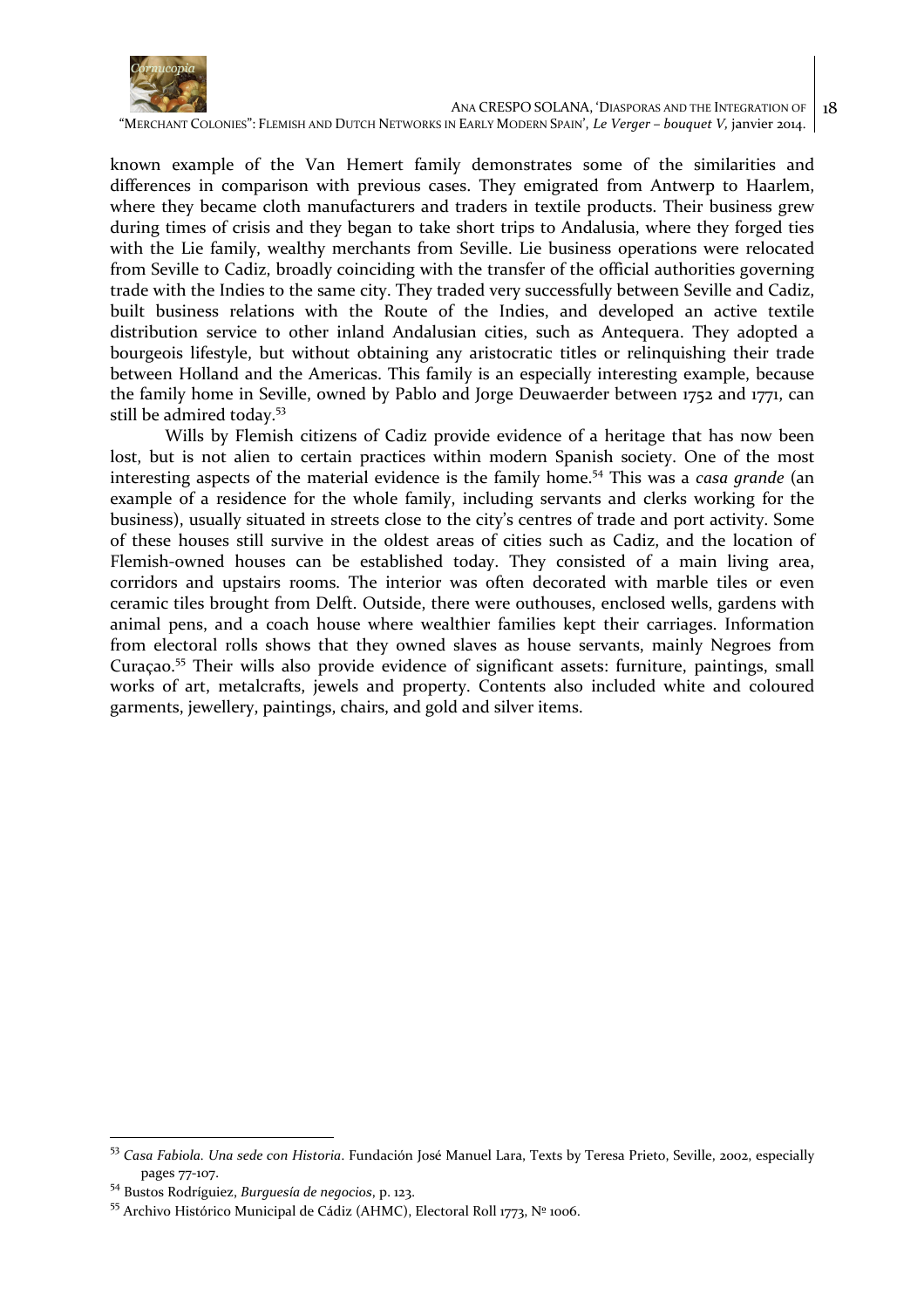known example of the Van Hemert family demonstrates some of the similarities and differences in comparison with previous cases. They emigrated from Antwerp to Haarlem, where they became cloth manufacturers and traders in textile products. Their business grew during times of crisis and they began to take short trips to Andalusia, where they forged ties with the Lie family, wealthy merchants from Seville. Lie business operations were relocated from Seville to Cadiz, broadly coinciding with the transfer of the official authorities governing trade with the Indies to the same city. They traded very successfully between Seville and Cadiz, built business relations with the Route of the Indies, and developed an active textile distribution service to other inland Andalusian cities, such as Antequera. They adopted a bourgeois lifestyle, but without obtaining any aristocratic titles or relinquishing their trade between Holland and the Americas. This family is an especially interesting example, because the family home in Seville, owned by Pablo and Jorge Deuwaerder between 1752 and 1771, can still be admired today.[53]

Wills by Flemish citizens of Cadiz provide evidence of a heritage that has now been lost, but is not alien to certain practices within modern Spanish society. One of the most interesting aspects of the material evidence is the family home.[54] This was a *casa grande* (an example of a residence for the whole family, including servants and clerks working for the business), usually situated in streets close to the city's centres of trade and port activity. Some of these houses still survive in the oldest areas of cities such as Cadiz, and the location of Flemish-owned houses can be established today. They consisted of a main living area, corridors and upstairs rooms. The interior was often decorated with marble tiles or even ceramic tiles brought from Delft. Outside, there were outhouses, enclosed wells, gardens with animal pens, and a coach house where wealthier families kept their carriages. Information from electoral rolls shows that they owned slaves as house servants, mainly Negroes from Curaçao.[55] Their wills also provide evidence of significant assets: furniture, paintings, small works of art, metalcrafts, jewels and property. Contents also included white and coloured garments, jewellery, paintings, chairs, and gold and silver items.

---

[53] *Casa Fabiola. Una sede con Historia*. Fundación José Manuel Lara, Texts by Teresa Prieto, Seville, 2002, especially pages 77-107.

[54] Bustos Rodríguiez, *Burguesía de negocios*, p. 123.

[55] Archivo Histórico Municipal de Cádiz (AHMC), Electoral Roll 1773, Nº 1006.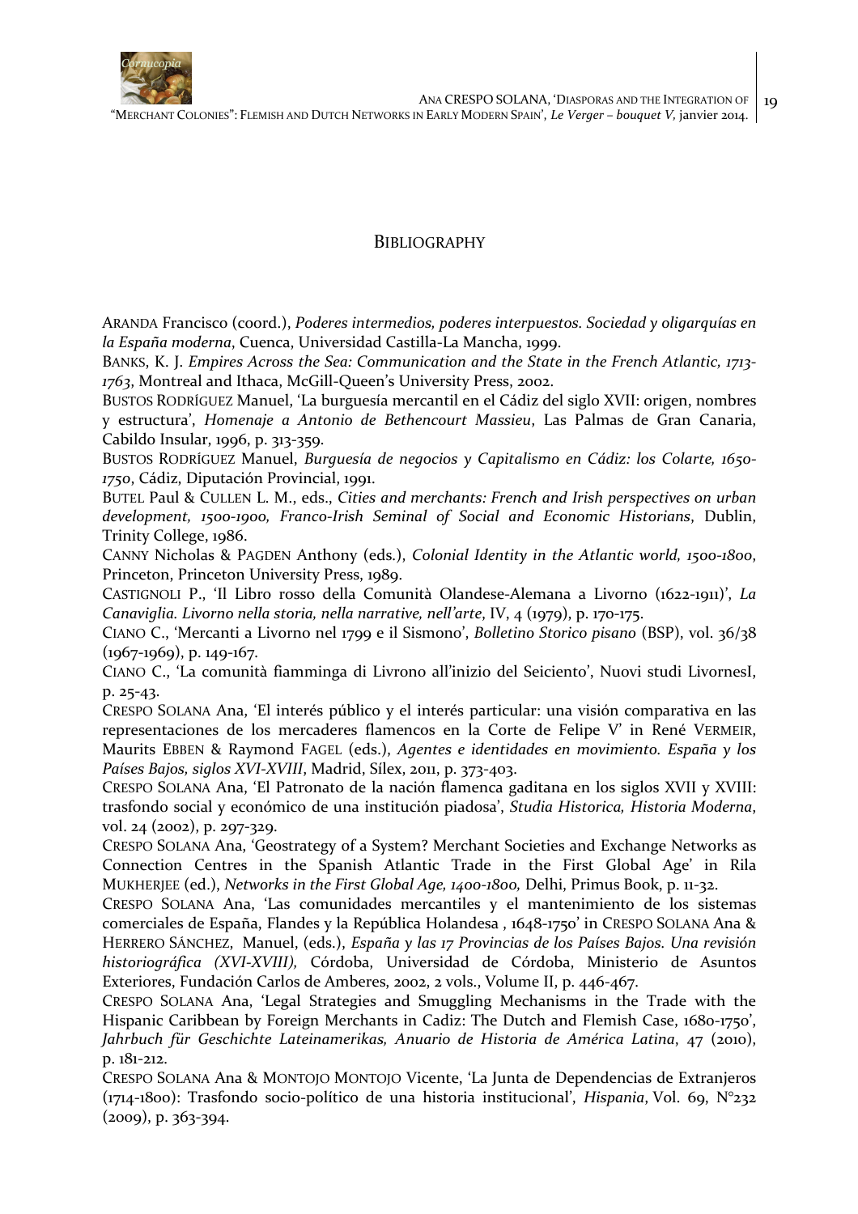## BIBLIOGRAPHY

ARANDA Francisco (coord.), *Poderes intermedios, poderes interpuestos. Sociedad y oligarquías en la España moderna*, Cuenca, Universidad Castilla-La Mancha, 1999.

BANKS, K. J. *Empires Across the Sea: Communication and the State in the French Atlantic, 1713-1763*, Montreal and Ithaca, McGill-Queen's University Press, 2002.

BUSTOS RODRÍGUEZ Manuel, 'La burguesía mercantil en el Cádiz del siglo XVII: origen, nombres y estructura', *Homenaje a Antonio de Bethencourt Massieu*, Las Palmas de Gran Canaria, Cabildo Insular, 1996, p. 313-359.

BUSTOS RODRÍGUEZ Manuel, *Burguesía de negocios y Capitalismo en Cádiz: los Colarte, 1650-1750*, Cádiz, Diputación Provincial, 1991.

BUTEL Paul & CULLEN L. M., eds., *Cities and merchants: French and Irish perspectives on urban development, 1500-1900, Franco-Irish Seminal of Social and Economic Historians*, Dublin, Trinity College, 1986.

CANNY Nicholas & PAGDEN Anthony (eds.), *Colonial Identity in the Atlantic world, 1500-1800*, Princeton, Princeton University Press, 1989.

CASTIGNOLI P., 'Il Libro rosso della Comunità Olandese-Alemana a Livorno (1622-1911)', *La Canaviglia. Livorno nella storia, nella narrative, nell'arte*, IV, 4 (1979), p. 170-175.

CIANO C., 'Mercanti a Livorno nel 1799 e il Sismono', *Bolletino Storico pisano* (BSP), vol. 36/38 (1967-1969), p. 149-167.

CIANO C., 'La comunità fiamminga di Livrono all'inizio del Seiciento', Nuovi studi LivornesI, p. 25-43.

CRESPO SOLANA Ana, 'El interés público y el interés particular: una visión comparativa en las representaciones de los mercaderes flamencos en la Corte de Felipe V' in René VERMEIR, Maurits EBBEN & Raymond FAGEL (eds.), *Agentes e identidades en movimiento. España y los Países Bajos, siglos XVI-XVIII*, Madrid, Sílex, 2011, p. 373-403.

CRESPO SOLANA Ana, 'El Patronato de la nación flamenca gaditana en los siglos XVII y XVIII: trasfondo social y económico de una institución piadosa', *Studia Historica, Historia Moderna*, vol. 24 (2002), p. 297-329.

CRESPO SOLANA Ana, 'Geostrategy of a System? Merchant Societies and Exchange Networks as Connection Centres in the Spanish Atlantic Trade in the First Global Age' in Rila MUKHERJEE (ed.), *Networks in the First Global Age, 1400-1800,* Delhi, Primus Book, p. 11-32.

CRESPO SOLANA Ana, 'Las comunidades mercantiles y el mantenimiento de los sistemas comerciales de España, Flandes y la República Holandesa , 1648-1750' in CRESPO SOLANA Ana & HERRERO SÁNCHEZ, Manuel, (eds.), *España y las 17 Provincias de los Países Bajos. Una revisión historiográfica (XVI-XVIII),* Córdoba, Universidad de Córdoba, Ministerio de Asuntos Exteriores, Fundación Carlos de Amberes, 2002, 2 vols., Volume II, p. 446-467.

CRESPO SOLANA Ana, 'Legal Strategies and Smuggling Mechanisms in the Trade with the Hispanic Caribbean by Foreign Merchants in Cadiz: The Dutch and Flemish Case, 1680-1750', *Jahrbuch für Geschichte Lateinamerikas, Anuario de Historia de América Latina*, 47 (2010), p. 181-212.

CRESPO SOLANA Ana & MONTOJO MONTOJO Vicente, 'La Junta de Dependencias de Extranjeros (1714-1800): Trasfondo socio-político de una historia institucional', *Hispania*, Vol. 69, N°232 (2009), p. 363-394.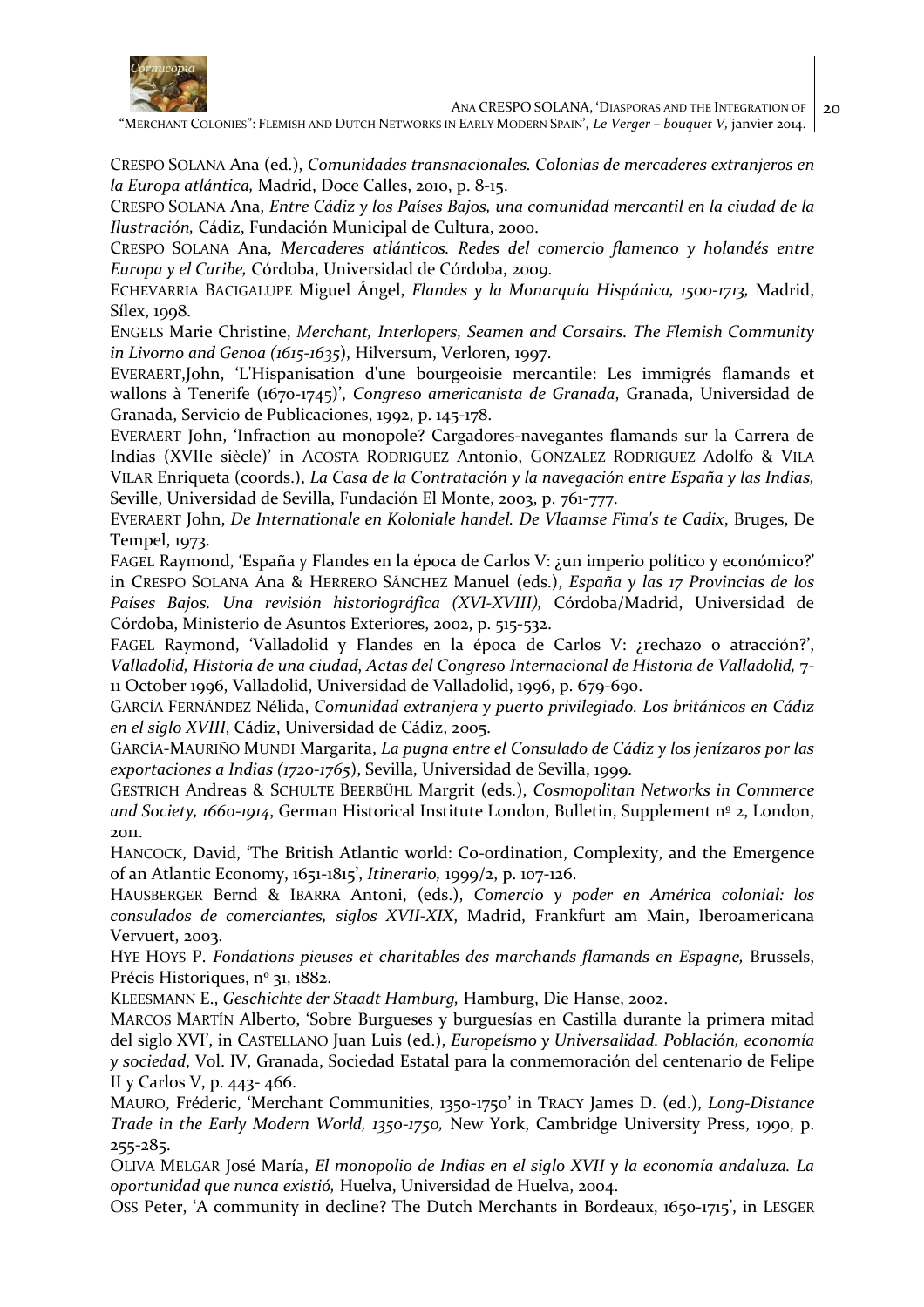CRESPO SOLANA Ana (ed.), *Comunidades transnacionales. Colonias de mercaderes extranjeros en la Europa atlántica,* Madrid, Doce Calles, 2010, p. 8-15.

CRESPO SOLANA Ana, *Entre Cádiz y los Países Bajos, una comunidad mercantil en la ciudad de la Ilustración,* Cádiz, Fundación Municipal de Cultura, 2000.

CRESPO SOLANA Ana, *Mercaderes atlánticos. Redes del comercio flamenco y holandés entre Europa y el Caribe,* Córdoba, Universidad de Córdoba, 2009.

ECHEVARRIA BACIGALUPE Miguel Ángel, *Flandes y la Monarquía Hispánica, 1500-1713,* Madrid, Sílex, 1998.

ENGELS Marie Christine, *Merchant, Interlopers, Seamen and Corsairs. The Flemish Community in Livorno and Genoa (1615-1635*), Hilversum, Verloren, 1997.

EVERAERT,John, 'L'Hispanisation d'une bourgeoisie mercantile: Les immigrés flamands et wallons à Tenerife (1670-1745)', *Congreso americanista de Granada*, Granada, Universidad de Granada, Servicio de Publicaciones, 1992, p. 145-178.

EVERAERT John, 'Infraction au monopole? Cargadores-navegantes flamands sur la Carrera de Indias (XVIIe siècle)' in ACOSTA RODRIGUEZ Antonio, GONZALEZ RODRIGUEZ Adolfo & VILA VILAR Enriqueta (coords.), *La Casa de la Contratación y la navegación entre España y las Indias,* Seville, Universidad de Sevilla, Fundación El Monte, 2003, p. 761-777.

EVERAERT John, *De Internationale en Koloniale handel. De Vlaamse Fima's te Cadix*, Bruges, De Tempel, 1973.

FAGEL Raymond, 'España y Flandes en la época de Carlos V: ¿un imperio político y económico?' in CRESPO SOLANA Ana & HERRERO SÁNCHEZ Manuel (eds.), *España y las 17 Provincias de los Países Bajos. Una revisión historiográfica (XVI-XVIII),* Córdoba/Madrid, Universidad de Córdoba, Ministerio de Asuntos Exteriores, 2002, p. 515-532.

FAGEL Raymond, 'Valladolid y Flandes en la época de Carlos V: ¿rechazo o atracción?', *Valladolid, Historia de una ciudad, Actas del Congreso Internacional de Historia de Valladolid,* 7-11 October 1996, Valladolid, Universidad de Valladolid, 1996, p. 679-690.

GARCÍA FERNÁNDEZ Nélida, *Comunidad extranjera y puerto privilegiado. Los británicos en Cádiz en el siglo XVIII*, Cádiz, Universidad de Cádiz, 2005.

GARCÍA-MAURIÑO MUNDI Margarita, *La pugna entre el Consulado de Cádiz y los jenízaros por las exportaciones a Indias (1720-1765*), Sevilla, Universidad de Sevilla, 1999.

GESTRICH Andreas & SCHULTE BEERBÜHL Margrit (eds.), *Cosmopolitan Networks in Commerce and Society, 1660-1914*, German Historical Institute London, Bulletin, Supplement nº 2, London, 2011.

HANCOCK, David, 'The British Atlantic world: Co-ordination, Complexity, and the Emergence of an Atlantic Economy, 1651-1815', *Itinerario,* 1999/2, p. 107-126.

HAUSBERGER Bernd & IBARRA Antoni, (eds.), *Comercio y poder en América colonial: los consulados de comerciantes, siglos XVII-XIX,* Madrid, Frankfurt am Main, Iberoamericana Vervuert, 2003.

HYE HOYS P. *Fondations pieuses et charitables des marchands flamands en Espagne,* Brussels, Précis Historiques, nº 31, 1882.

KLEESMANN E., *Geschichte der Staadt Hamburg,* Hamburg, Die Hanse, 2002.

MARCOS MARTÍN Alberto, 'Sobre Burgueses y burguesías en Castilla durante la primera mitad del siglo XVI', in CASTELLANO Juan Luis (ed.), *Europeísmo y Universalidad. Población, economía y sociedad*, Vol. IV, Granada, Sociedad Estatal para la conmemoración del centenario de Felipe II y Carlos V, p. 443- 466.

MAURO, Fréderic, 'Merchant Communities, 1350-1750' in TRACY James D. (ed.), *Long-Distance Trade in the Early Modern World, 1350-1750,* New York, Cambridge University Press, 1990, p. 255-285.

OLIVA MELGAR José María, *El monopolio de Indias en el siglo XVII y la economía andaluza. La oportunidad que nunca existió,* Huelva, Universidad de Huelva, 2004.

OSS Peter, 'A community in decline? The Dutch Merchants in Bordeaux, 1650-1715', in LESGER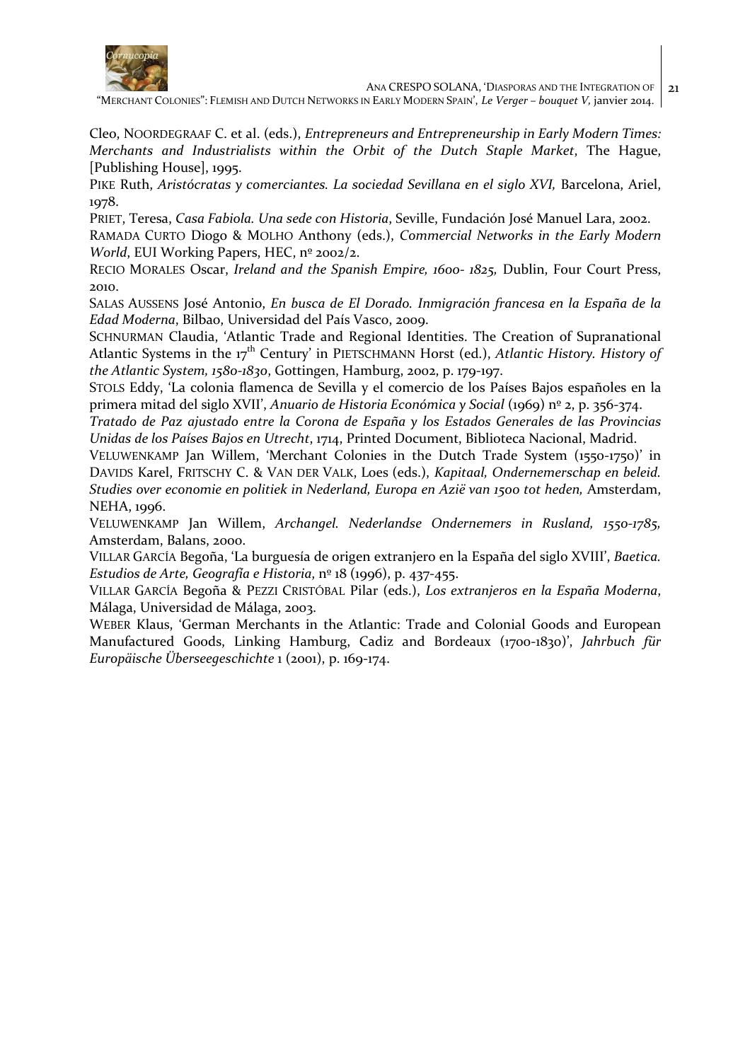Cleo, NOORDEGRAAF C. et al. (eds.), *Entrepreneurs and Entrepreneurship in Early Modern Times: Merchants and Industrialists within the Orbit of the Dutch Staple Market*, The Hague, [Publishing House], 1995.

PIKE Ruth, *Aristócratas y comerciantes. La sociedad Sevillana en el siglo XVI,* Barcelona, Ariel, 1978.

PRIET, Teresa, *Casa Fabiola. Una sede con Historia*, Seville, Fundación José Manuel Lara, 2002.

RAMADA CURTO Diogo & MOLHO Anthony (eds.), *Commercial Networks in the Early Modern World*, EUI Working Papers, HEC, nº 2002/2.

RECIO MORALES Oscar, *Ireland and the Spanish Empire, 1600- 1825,* Dublin, Four Court Press, 2010.

SALAS AUSSENS José Antonio, *En busca de El Dorado. Inmigración francesa en la España de la Edad Moderna*, Bilbao, Universidad del País Vasco, 2009.

SCHNURMAN Claudia, 'Atlantic Trade and Regional Identities. The Creation of Supranational Atlantic Systems in the 17th Century' in PIETSCHMANN Horst (ed.), *Atlantic History. History of the Atlantic System, 1580-1830*, Gottingen, Hamburg, 2002, p. 179-197.

STOLS Eddy, 'La colonia flamenca de Sevilla y el comercio de los Países Bajos españoles en la primera mitad del siglo XVII', *Anuario de Historia Económica y Social* (1969) nº 2, p. 356-374.

*Tratado de Paz ajustado entre la Corona de España y los Estados Generales de las Provincias Unidas de los Países Bajos en Utrecht*, 1714, Printed Document, Biblioteca Nacional, Madrid.

VELUWENKAMP Jan Willem, 'Merchant Colonies in the Dutch Trade System (1550-1750)' in DAVIDS Karel, FRITSCHY C. & VAN DER VALK, Loes (eds.), *Kapitaal, Ondernemerschap en beleid. Studies over economie en politiek in Nederland, Europa en Azië van 1500 tot heden,* Amsterdam, NEHA, 1996.

VELUWENKAMP Jan Willem, *Archangel. Nederlandse Ondernemers in Rusland, 1550-1785,* Amsterdam, Balans, 2000.

VILLAR GARCÍA Begoña, 'La burguesía de origen extranjero en la España del siglo XVIII', *Baetica. Estudios de Arte, Geografía e Historia*, nº 18 (1996), p. 437-455.

VILLAR GARCÍA Begoña & PEZZI CRISTÓBAL Pilar (eds.), *Los extranjeros en la España Moderna*, Málaga, Universidad de Málaga, 2003.

WEBER Klaus, 'German Merchants in the Atlantic: Trade and Colonial Goods and European Manufactured Goods, Linking Hamburg, Cadiz and Bordeaux (1700-1830)', *Jahrbuch für Europäische Überseegeschichte* 1 (2001), p. 169-174.